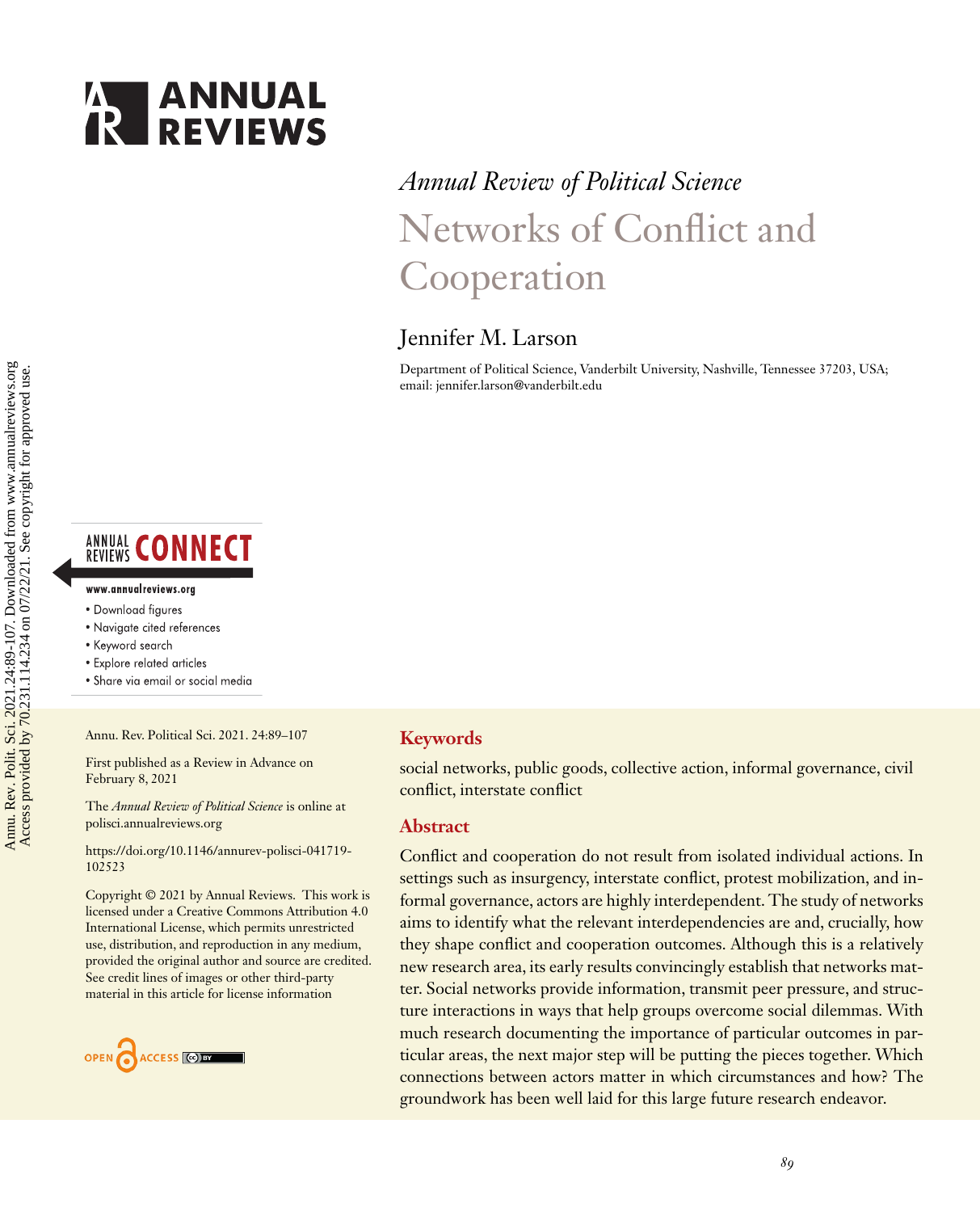*Annual Review of Political Science*

# Networks of Conflict and Cooperation

Jennifer M. Larson

Department of Political Science, Vanderbilt University, Nashville, Tennessee 37203, USA; email: jennifer.larson@vanderbilt.edu

Annu. Rev. Political Sci. 2021. 24:89–107

First published as a Review in Advance on February 8, 2021

The *Annual Review of Political Science* is online at polisci.annualreviews.org

https://doi.org/10.1146/annurev-polisci-041719-102523

Copyright © 2021 by Annual Reviews. This work is licensed under a Creative Commons Attribution 4.0 International License, which permits unrestricted use, distribution, and reproduction in any medium, provided the original author and source are credited. See credit lines of images or other third-party material in this article for license information

## Keywords

social networks, public goods, collective action, informal governance, civil conflict, interstate conflict

## Abstract

Conflict and cooperation do not result from isolated individual actions. In settings such as insurgency, interstate conflict, protest mobilization, and informal governance, actors are highly interdependent. The study of networks aims to identify what the relevant interdependencies are and, crucially, how they shape conflict and cooperation outcomes. Although this is a relatively new research area, its early results convincingly establish that networks matter. Social networks provide information, transmit peer pressure, and structure interactions in ways that help groups overcome social dilemmas. With much research documenting the importance of particular outcomes in particular areas, the next major step will be putting the pieces together. Which connections between actors matter in which circumstances and how? The groundwork has been well laid for this large future research endeavor.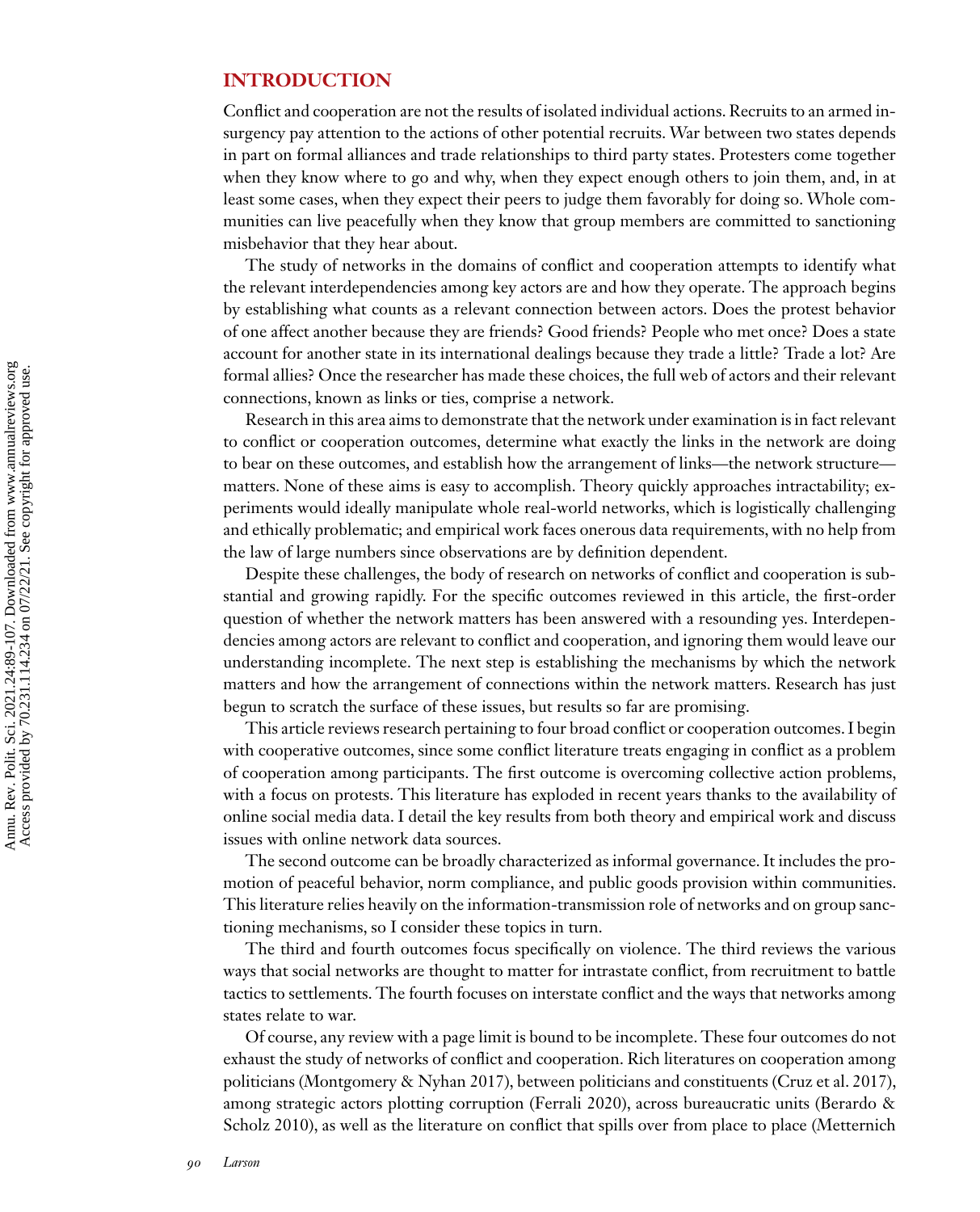## INTRODUCTION

Conflict and cooperation are not the results of isolated individual actions. Recruits to an armed insurgency pay attention to the actions of other potential recruits. War between two states depends in part on formal alliances and trade relationships to third party states. Protesters come together when they know where to go and why, when they expect enough others to join them, and, in at least some cases, when they expect their peers to judge them favorably for doing so. Whole communities can live peacefully when they know that group members are committed to sanctioning misbehavior that they hear about.

The study of networks in the domains of conflict and cooperation attempts to identify what the relevant interdependencies among key actors are and how they operate. The approach begins by establishing what counts as a relevant connection between actors. Does the protest behavior of one affect another because they are friends? Good friends? People who met once? Does a state account for another state in its international dealings because they trade a little? Trade a lot? Are formal allies? Once the researcher has made these choices, the full web of actors and their relevant connections, known as links or ties, comprise a network.

Research in this area aims to demonstrate that the network under examination is in fact relevant to conflict or cooperation outcomes, determine what exactly the links in the network are doing to bear on these outcomes, and establish how the arrangement of links—the network structure—matters. None of these aims is easy to accomplish. Theory quickly approaches intractability; experiments would ideally manipulate whole real-world networks, which is logistically challenging and ethically problematic; and empirical work faces onerous data requirements, with no help from the law of large numbers since observations are by definition dependent.

Despite these challenges, the body of research on networks of conflict and cooperation is substantial and growing rapidly. For the specific outcomes reviewed in this article, the first-order question of whether the network matters has been answered with a resounding yes. Interdependencies among actors are relevant to conflict and cooperation, and ignoring them would leave our understanding incomplete. The next step is establishing the mechanisms by which the network matters and how the arrangement of connections within the network matters. Research has just begun to scratch the surface of these issues, but results so far are promising.

This article reviews research pertaining to four broad conflict or cooperation outcomes. I begin with cooperative outcomes, since some conflict literature treats engaging in conflict as a problem of cooperation among participants. The first outcome is overcoming collective action problems, with a focus on protests. This literature has exploded in recent years thanks to the availability of online social media data. I detail the key results from both theory and empirical work and discuss issues with online network data sources.

The second outcome can be broadly characterized as informal governance. It includes the promotion of peaceful behavior, norm compliance, and public goods provision within communities. This literature relies heavily on the information-transmission role of networks and on group sanctioning mechanisms, so I consider these topics in turn.

The third and fourth outcomes focus specifically on violence. The third reviews the various ways that social networks are thought to matter for intrastate conflict, from recruitment to battle tactics to settlements. The fourth focuses on interstate conflict and the ways that networks among states relate to war.

Of course, any review with a page limit is bound to be incomplete. These four outcomes do not exhaust the study of networks of conflict and cooperation. Rich literatures on cooperation among politicians (Montgomery & Nyhan 2017), between politicians and constituents (Cruz et al. 2017), among strategic actors plotting corruption (Ferrali 2020), across bureaucratic units (Berardo & Scholz 2010), as well as the literature on conflict that spills over from place to place (Metternich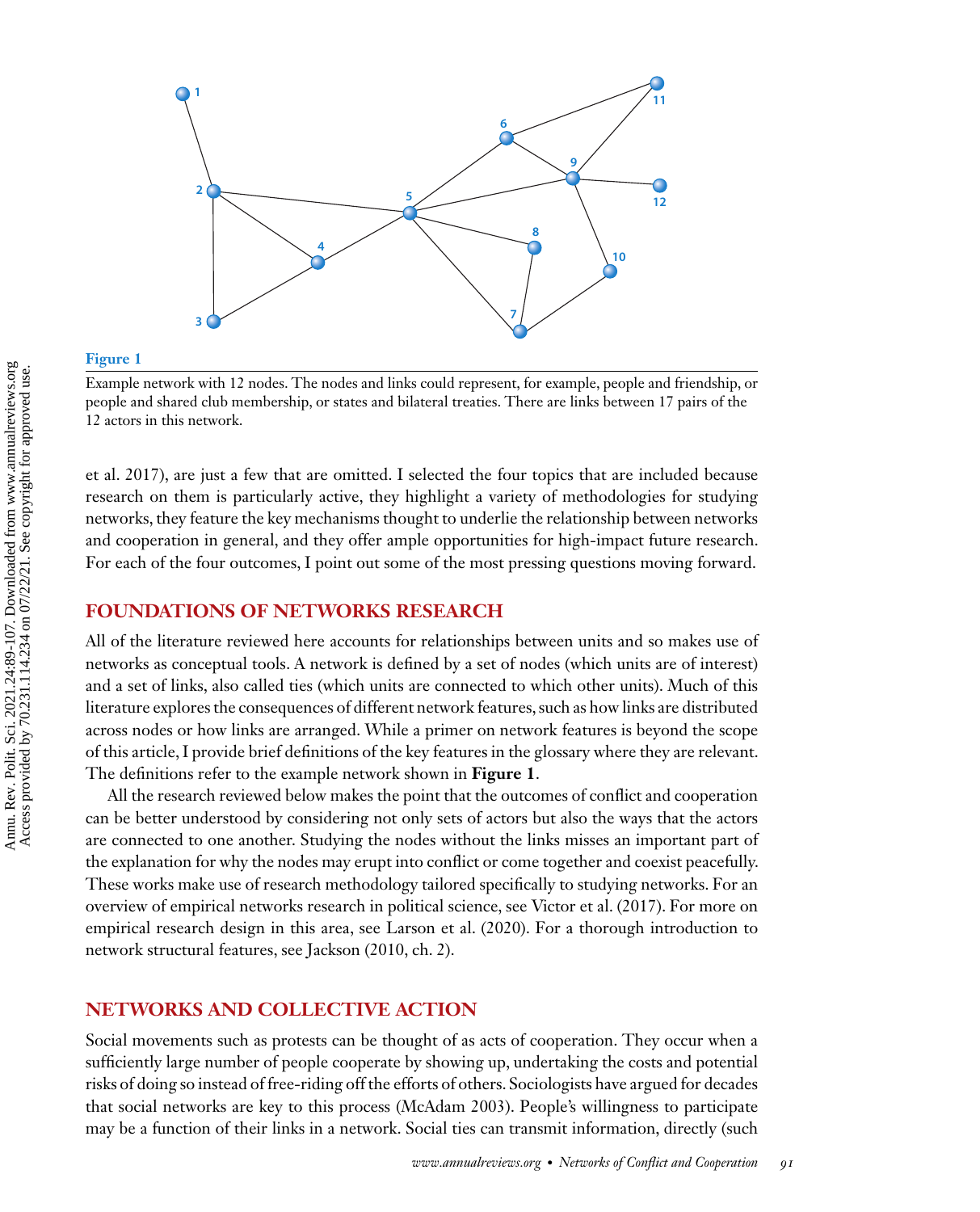1
2
3
4
5
6
7
8
9
10
11
12

**Figure 1**

Example network with 12 nodes. The nodes and links could represent, for example, people and friendship, or people and shared club membership, or states and bilateral treaties. There are links between 17 pairs of the 12 actors in this network.

et al. 2017), are just a few that are omitted. I selected the four topics that are included because research on them is particularly active, they highlight a variety of methodologies for studying networks, they feature the key mechanisms thought to underlie the relationship between networks and cooperation in general, and they offer ample opportunities for high-impact future research. For each of the four outcomes, I point out some of the most pressing questions moving forward.

## FOUNDATIONS OF NETWORKS RESEARCH

All of the literature reviewed here accounts for relationships between units and so makes use of networks as conceptual tools. A network is defined by a set of nodes (which units are of interest) and a set of links, also called ties (which units are connected to which other units). Much of this literature explores the consequences of different network features, such as how links are distributed across nodes or how links are arranged. While a primer on network features is beyond the scope of this article, I provide brief definitions of the key features in the glossary where they are relevant. The definitions refer to the example network shown in **Figure 1**.

All the research reviewed below makes the point that the outcomes of conflict and cooperation can be better understood by considering not only sets of actors but also the ways that the actors are connected to one another. Studying the nodes without the links misses an important part of the explanation for why the nodes may erupt into conflict or come together and coexist peacefully. These works make use of research methodology tailored specifically to studying networks. For an overview of empirical networks research in political science, see Victor et al. (2017). For more on empirical research design in this area, see Larson et al. (2020). For a thorough introduction to network structural features, see Jackson (2010, ch. 2).

## NETWORKS AND COLLECTIVE ACTION

Social movements such as protests can be thought of as acts of cooperation. They occur when a sufficiently large number of people cooperate by showing up, undertaking the costs and potential risks of doing so instead of free-riding off the efforts of others. Sociologists have argued for decades that social networks are key to this process (McAdam 2003). People's willingness to participate may be a function of their links in a network. Social ties can transmit information, directly (such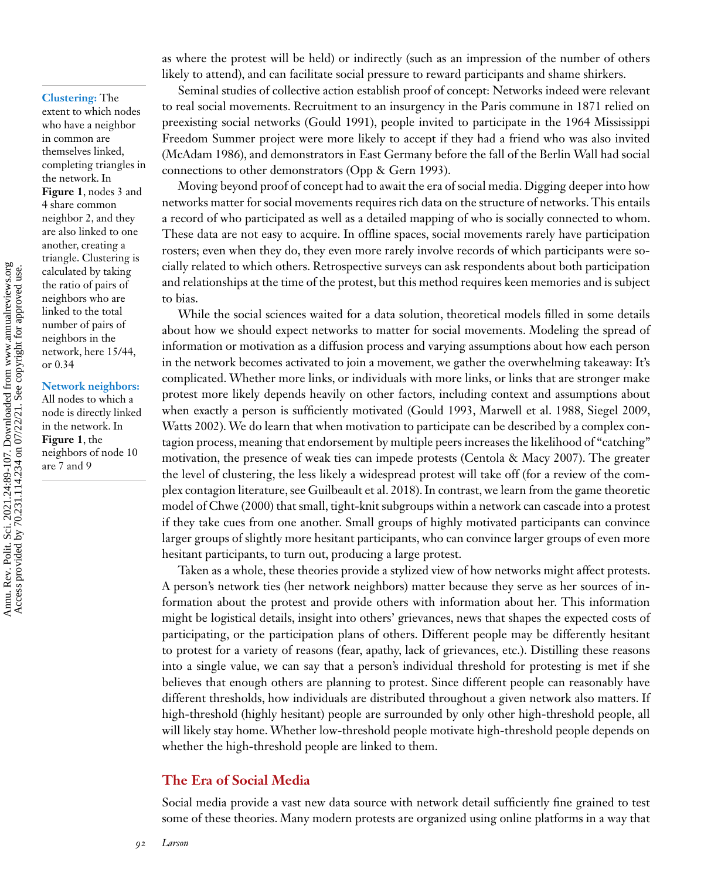as where the protest will be held) or indirectly (such as an impression of the number of others likely to attend), and can facilitate social pressure to reward participants and shame shirkers.

Seminal studies of collective action establish proof of concept: Networks indeed were relevant to real social movements. Recruitment to an insurgency in the Paris commune in 1871 relied on preexisting social networks (Gould 1991), people invited to participate in the 1964 Mississippi Freedom Summer project were more likely to accept if they had a friend who was also invited (McAdam 1986), and demonstrators in East Germany before the fall of the Berlin Wall had social connections to other demonstrators (Opp & Gern 1993).

Moving beyond proof of concept had to await the era of social media. Digging deeper into how networks matter for social movements requires rich data on the structure of networks. This entails a record of who participated as well as a detailed mapping of who is socially connected to whom. These data are not easy to acquire. In offline spaces, social movements rarely have participation rosters; even when they do, they even more rarely involve records of which participants were socially related to which others. Retrospective surveys can ask respondents about both participation and relationships at the time of the protest, but this method requires keen memories and is subject to bias.

While the social sciences waited for a data solution, theoretical models filled in some details about how we should expect networks to matter for social movements. Modeling the spread of information or motivation as a diffusion process and varying assumptions about how each person in the network becomes activated to join a movement, we gather the overwhelming takeaway: It's complicated. Whether more links, or individuals with more links, or links that are stronger make protest more likely depends heavily on other factors, including context and assumptions about when exactly a person is sufficiently motivated (Gould 1993, Marwell et al. 1988, Siegel 2009, Watts 2002). We do learn that when motivation to participate can be described by a complex contagion process, meaning that endorsement by multiple peers increases the likelihood of "catching" motivation, the presence of weak ties can impede protests (Centola & Macy 2007). The greater the level of clustering, the less likely a widespread protest will take off (for a review of the complex contagion literature, see Guilbeault et al. 2018). In contrast, we learn from the game theoretic model of Chwe (2000) that small, tight-knit subgroups within a network can cascade into a protest if they take cues from one another. Small groups of highly motivated participants can convince larger groups of slightly more hesitant participants, who can convince larger groups of even more hesitant participants, to turn out, producing a large protest.

Taken as a whole, these theories provide a stylized view of how networks might affect protests. A person's network ties (her network neighbors) matter because they serve as her sources of information about the protest and provide others with information about her. This information might be logistical details, insight into others' grievances, news that shapes the expected costs of participating, or the participation plans of others. Different people may be differently hesitant to protest for a variety of reasons (fear, apathy, lack of grievances, etc.). Distilling these reasons into a single value, we can say that a person's individual threshold for protesting is met if she believes that enough others are planning to protest. Since different people can reasonably have different thresholds, how individuals are distributed throughout a given network also matters. If high-threshold (highly hesitant) people are surrounded by only other high-threshold people, all will likely stay home. Whether low-threshold people motivate high-threshold people depends on whether the high-threshold people are linked to them.

**Clustering:** The extent to which nodes who have a neighbor in common are themselves linked, completing triangles in the network. In **Figure 1**, nodes 3 and 4 share common neighbor 2, and they are also linked to one another, creating a triangle. Clustering is calculated by taking the ratio of pairs of neighbors who are linked to the total number of pairs of neighbors in the network, here 15/44, or 0.34

**Network neighbors:** All nodes to which a node is directly linked in the network. In **Figure 1**, the neighbors of node 10 are 7 and 9

## The Era of Social Media

Social media provide a vast new data source with network detail sufficiently fine grained to test some of these theories. Many modern protests are organized using online platforms in a way that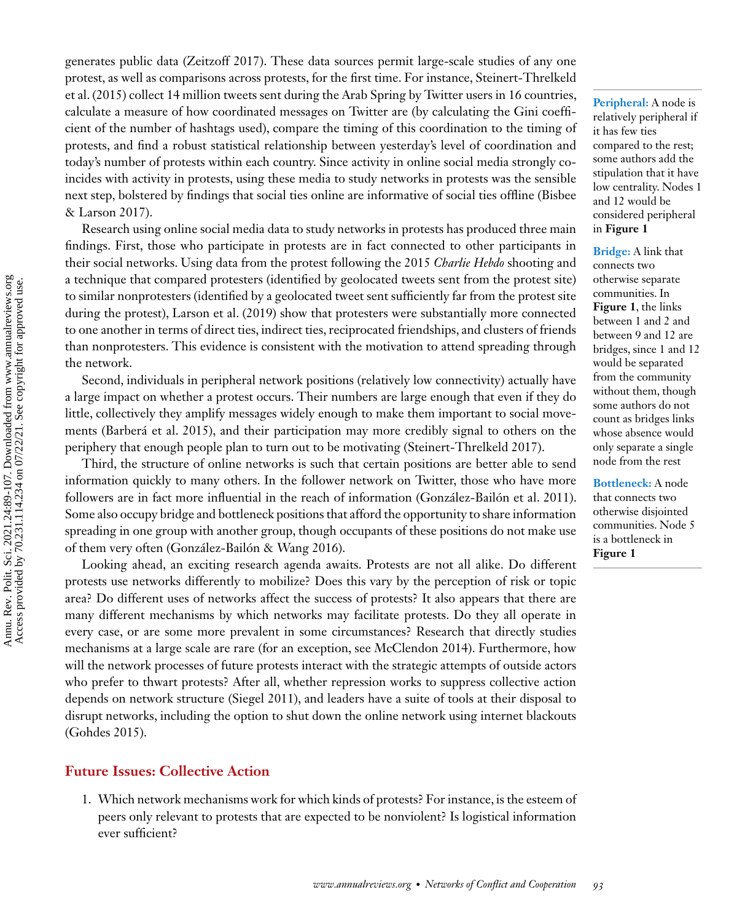generates public data (Zeitzoff 2017). These data sources permit large-scale studies of any one protest, as well as comparisons across protests, for the first time. For instance, Steinert-Threlkeld et al. (2015) collect 14 million tweets sent during the Arab Spring by Twitter users in 16 countries, calculate a measure of how coordinated messages on Twitter are (by calculating the Gini coefficient of the number of hashtags used), compare the timing of this coordination to the timing of protests, and find a robust statistical relationship between yesterday's level of coordination and today's number of protests within each country. Since activity in online social media strongly coincides with activity in protests, using these media to study networks in protests was the sensible next step, bolstered by findings that social ties online are informative of social ties offline (Bisbee & Larson 2017).

Research using online social media data to study networks in protests has produced three main findings. First, those who participate in protests are in fact connected to other participants in their social networks. Using data from the protest following the 2015 *Charlie Hebdo* shooting and a technique that compared protesters (identified by geolocated tweets sent from the protest site) to similar nonprotesters (identified by a geolocated tweet sent sufficiently far from the protest site during the protest), Larson et al. (2019) show that protesters were substantially more connected to one another in terms of direct ties, indirect ties, reciprocated friendships, and clusters of friends than nonprotesters. This evidence is consistent with the motivation to attend spreading through the network.

Second, individuals in peripheral network positions (relatively low connectivity) actually have a large impact on whether a protest occurs. Their numbers are large enough that even if they do little, collectively they amplify messages widely enough to make them important to social movements (Barberá et al. 2015), and their participation may more credibly signal to others on the periphery that enough people plan to turn out to be motivating (Steinert-Threlkeld 2017).

Third, the structure of online networks is such that certain positions are better able to send information quickly to many others. In the follower network on Twitter, those who have more followers are in fact more influential in the reach of information (González-Bailón et al. 2011). Some also occupy bridge and bottleneck positions that afford the opportunity to share information spreading in one group with another group, though occupants of these positions do not make use of them very often (González-Bailón & Wang 2016).

Looking ahead, an exciting research agenda awaits. Protests are not all alike. Do different protests use networks differently to mobilize? Does this vary by the perception of risk or topic area? Do different uses of networks affect the success of protests? It also appears that there are many different mechanisms by which networks may facilitate protests. Do they all operate in every case, or are some more prevalent in some circumstances? Research that directly studies mechanisms at a large scale are rare (for an exception, see McClendon 2014). Furthermore, how will the network processes of future protests interact with the strategic attempts of outside actors who prefer to thwart protests? After all, whether repression works to suppress collective action depends on network structure (Siegel 2011), and leaders have a suite of tools at their disposal to disrupt networks, including the option to shut down the online network using internet blackouts (Gohdes 2015).

**Peripheral:** A node is relatively peripheral if it has few ties compared to the rest; some authors add the stipulation that it have low centrality. Nodes 1 and 12 would be considered peripheral in **Figure 1**

**Bridge:** A link that connects two otherwise separate communities. In **Figure 1**, the links between 1 and 2 and between 9 and 12 are bridges, since 1 and 12 would be separated from the community without them, though some authors do not count as bridges links whose absence would only separate a single node from the rest

**Bottleneck:** A node that connects two otherwise disjointed communities. Node 5 is a bottleneck in **Figure 1**

## Future Issues: Collective Action

1. Which network mechanisms work for which kinds of protests? For instance, is the esteem of peers only relevant to protests that are expected to be nonviolent? Is logistical information ever sufficient?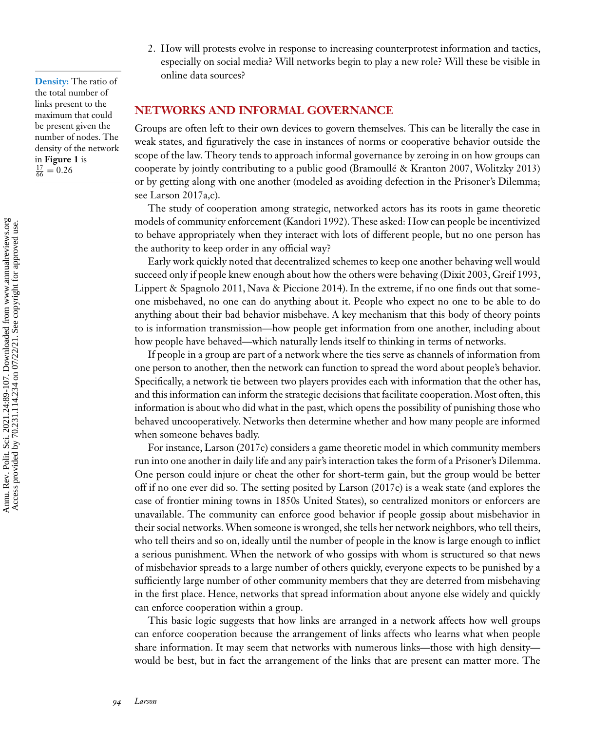2. How will protests evolve in response to increasing counterprotest information and tactics, especially on social media? Will networks begin to play a new role? Will these be visible in online data sources?

**Density:** The ratio of the total number of links present to the maximum that could be present given the number of nodes. The density of the network in **Figure 1** is $\frac{17}{66} = 0.26$

## NETWORKS AND INFORMAL GOVERNANCE

Groups are often left to their own devices to govern themselves. This can be literally the case in weak states, and figuratively the case in instances of norms or cooperative behavior outside the scope of the law. Theory tends to approach informal governance by zeroing in on how groups can cooperate by jointly contributing to a public good (Bramoullé & Kranton 2007, Wolitzky 2013) or by getting along with one another (modeled as avoiding defection in the Prisoner's Dilemma; see Larson 2017a,c).

The study of cooperation among strategic, networked actors has its roots in game theoretic models of community enforcement (Kandori 1992). These asked: How can people be incentivized to behave appropriately when they interact with lots of different people, but no one person has the authority to keep order in any official way?

Early work quickly noted that decentralized schemes to keep one another behaving well would succeed only if people knew enough about how the others were behaving (Dixit 2003, Greif 1993, Lippert & Spagnolo 2011, Nava & Piccione 2014). In the extreme, if no one finds out that someone misbehaved, no one can do anything about it. People who expect no one to be able to do anything about their bad behavior misbehave. A key mechanism that this body of theory points to is information transmission—how people get information from one another, including about how people have behaved—which naturally lends itself to thinking in terms of networks.

If people in a group are part of a network where the ties serve as channels of information from one person to another, then the network can function to spread the word about people's behavior. Specifically, a network tie between two players provides each with information that the other has, and this information can inform the strategic decisions that facilitate cooperation. Most often, this information is about who did what in the past, which opens the possibility of punishing those who behaved uncooperatively. Networks then determine whether and how many people are informed when someone behaves badly.

For instance, Larson (2017c) considers a game theoretic model in which community members run into one another in daily life and any pair's interaction takes the form of a Prisoner's Dilemma. One person could injure or cheat the other for short-term gain, but the group would be better off if no one ever did so. The setting posited by Larson (2017c) is a weak state (and explores the case of frontier mining towns in 1850s United States), so centralized monitors or enforcers are unavailable. The community can enforce good behavior if people gossip about misbehavior in their social networks. When someone is wronged, she tells her network neighbors, who tell theirs, who tell theirs and so on, ideally until the number of people in the know is large enough to inflict a serious punishment. When the network of who gossips with whom is structured so that news of misbehavior spreads to a large number of others quickly, everyone expects to be punished by a sufficiently large number of other community members that they are deterred from misbehaving in the first place. Hence, networks that spread information about anyone else widely and quickly can enforce cooperation within a group.

This basic logic suggests that how links are arranged in a network affects how well groups can enforce cooperation because the arrangement of links affects who learns what when people share information. It may seem that networks with numerous links—those with high density—would be best, but in fact the arrangement of the links that are present can matter more. The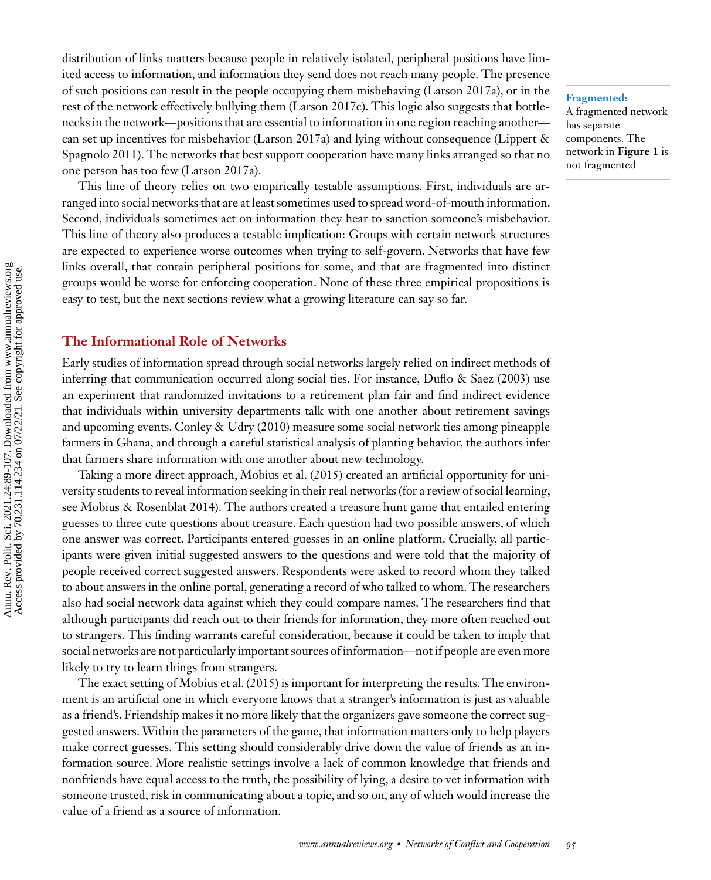distribution of links matters because people in relatively isolated, peripheral positions have limited access to information, and information they send does not reach many people. The presence of such positions can result in the people occupying them misbehaving (Larson 2017a), or in the rest of the network effectively bullying them (Larson 2017c). This logic also suggests that bottlenecks in the network—positions that are essential to information in one region reaching another—can set up incentives for misbehavior (Larson 2017a) and lying without consequence (Lippert & Spagnolo 2011). The networks that best support cooperation have many links arranged so that no one person has too few (Larson 2017a).

**Fragmented:** A fragmented network has separate components. The network in **Figure 1** is not fragmented

This line of theory relies on two empirically testable assumptions. First, individuals are arranged into social networks that are at least sometimes used to spread word-of-mouth information. Second, individuals sometimes act on information they hear to sanction someone's misbehavior. This line of theory also produces a testable implication: Groups with certain network structures are expected to experience worse outcomes when trying to self-govern. Networks that have few links overall, that contain peripheral positions for some, and that are fragmented into distinct groups would be worse for enforcing cooperation. None of these three empirical propositions is easy to test, but the next sections review what a growing literature can say so far.

## The Informational Role of Networks

Early studies of information spread through social networks largely relied on indirect methods of inferring that communication occurred along social ties. For instance, Duflo & Saez (2003) use an experiment that randomized invitations to a retirement plan fair and find indirect evidence that individuals within university departments talk with one another about retirement savings and upcoming events. Conley & Udry (2010) measure some social network ties among pineapple farmers in Ghana, and through a careful statistical analysis of planting behavior, the authors infer that farmers share information with one another about new technology.

Taking a more direct approach, Mobius et al. (2015) created an artificial opportunity for university students to reveal information seeking in their real networks (for a review of social learning, see Mobius & Rosenblat 2014). The authors created a treasure hunt game that entailed entering guesses to three cute questions about treasure. Each question had two possible answers, of which one answer was correct. Participants entered guesses in an online platform. Crucially, all participants were given initial suggested answers to the questions and were told that the majority of people received correct suggested answers. Respondents were asked to record whom they talked to about answers in the online portal, generating a record of who talked to whom. The researchers also had social network data against which they could compare names. The researchers find that although participants did reach out to their friends for information, they more often reached out to strangers. This finding warrants careful consideration, because it could be taken to imply that social networks are not particularly important sources of information—not if people are even more likely to try to learn things from strangers.

The exact setting of Mobius et al. (2015) is important for interpreting the results. The environment is an artificial one in which everyone knows that a stranger's information is just as valuable as a friend's. Friendship makes it no more likely that the organizers gave someone the correct suggested answers. Within the parameters of the game, that information matters only to help players make correct guesses. This setting should considerably drive down the value of friends as an information source. More realistic settings involve a lack of common knowledge that friends and nonfriends have equal access to the truth, the possibility of lying, a desire to vet information with someone trusted, risk in communicating about a topic, and so on, any of which would increase the value of a friend as a source of information.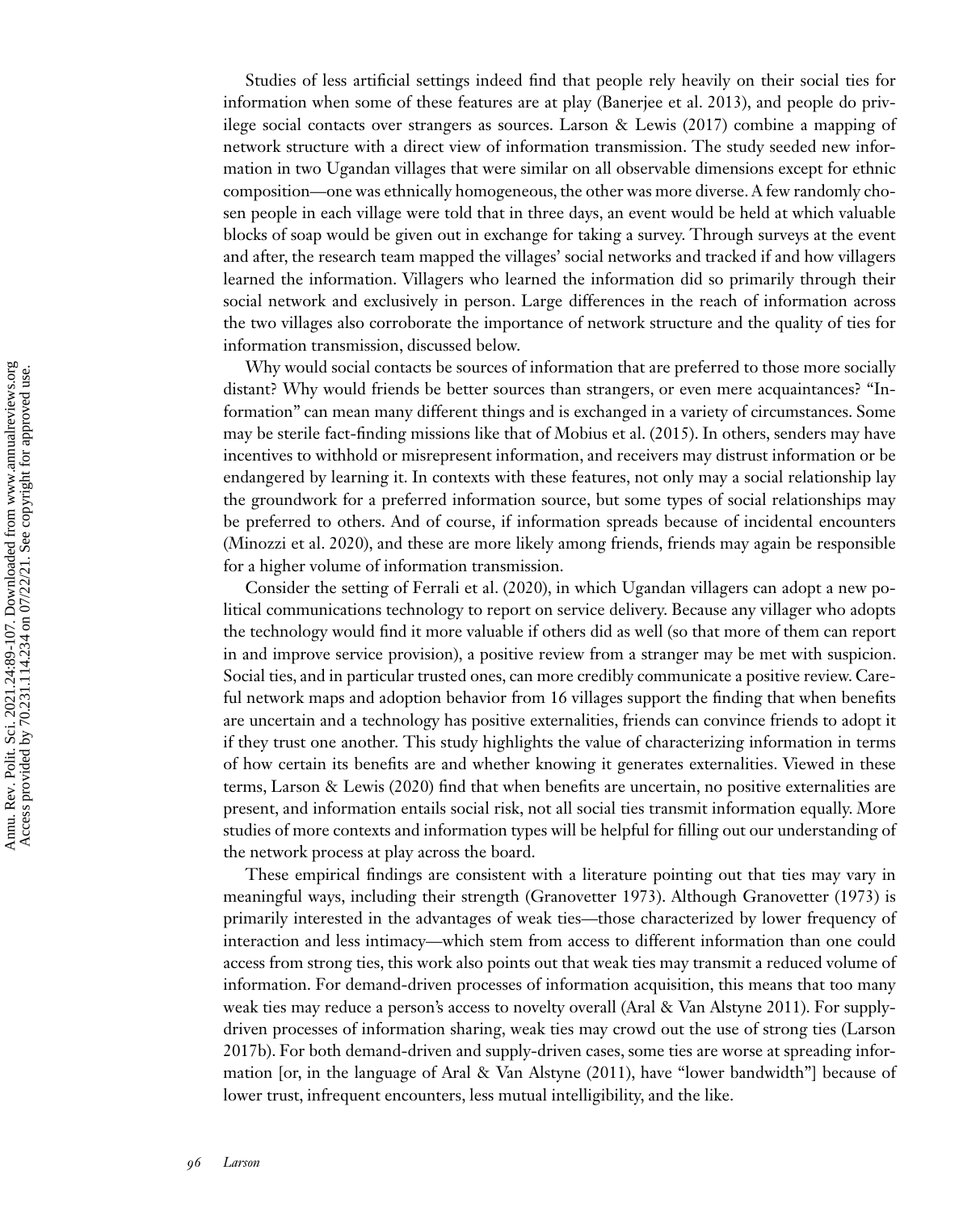Studies of less artificial settings indeed find that people rely heavily on their social ties for information when some of these features are at play (Banerjee et al. 2013), and people do privilege social contacts over strangers as sources. Larson & Lewis (2017) combine a mapping of network structure with a direct view of information transmission. The study seeded new information in two Ugandan villages that were similar on all observable dimensions except for ethnic composition—one was ethnically homogeneous, the other was more diverse. A few randomly chosen people in each village were told that in three days, an event would be held at which valuable blocks of soap would be given out in exchange for taking a survey. Through surveys at the event and after, the research team mapped the villages' social networks and tracked if and how villagers learned the information. Villagers who learned the information did so primarily through their social network and exclusively in person. Large differences in the reach of information across the two villages also corroborate the importance of network structure and the quality of ties for information transmission, discussed below.

Why would social contacts be sources of information that are preferred to those more socially distant? Why would friends be better sources than strangers, or even mere acquaintances? "Information" can mean many different things and is exchanged in a variety of circumstances. Some may be sterile fact-finding missions like that of Mobius et al. (2015). In others, senders may have incentives to withhold or misrepresent information, and receivers may distrust information or be endangered by learning it. In contexts with these features, not only may a social relationship lay the groundwork for a preferred information source, but some types of social relationships may be preferred to others. And of course, if information spreads because of incidental encounters (Minozzi et al. 2020), and these are more likely among friends, friends may again be responsible for a higher volume of information transmission.

Consider the setting of Ferrali et al. (2020), in which Ugandan villagers can adopt a new political communications technology to report on service delivery. Because any villager who adopts the technology would find it more valuable if others did as well (so that more of them can report in and improve service provision), a positive review from a stranger may be met with suspicion. Social ties, and in particular trusted ones, can more credibly communicate a positive review. Careful network maps and adoption behavior from 16 villages support the finding that when benefits are uncertain and a technology has positive externalities, friends can convince friends to adopt it if they trust one another. This study highlights the value of characterizing information in terms of how certain its benefits are and whether knowing it generates externalities. Viewed in these terms, Larson & Lewis (2020) find that when benefits are uncertain, no positive externalities are present, and information entails social risk, not all social ties transmit information equally. More studies of more contexts and information types will be helpful for filling out our understanding of the network process at play across the board.

These empirical findings are consistent with a literature pointing out that ties may vary in meaningful ways, including their strength (Granovetter 1973). Although Granovetter (1973) is primarily interested in the advantages of weak ties—those characterized by lower frequency of interaction and less intimacy—which stem from access to different information than one could access from strong ties, this work also points out that weak ties may transmit a reduced volume of information. For demand-driven processes of information acquisition, this means that too many weak ties may reduce a person's access to novelty overall (Aral & Van Alstyne 2011). For supply-driven processes of information sharing, weak ties may crowd out the use of strong ties (Larson 2017b). For both demand-driven and supply-driven cases, some ties are worse at spreading information [or, in the language of Aral & Van Alstyne (2011), have "lower bandwidth"] because of lower trust, infrequent encounters, less mutual intelligibility, and the like.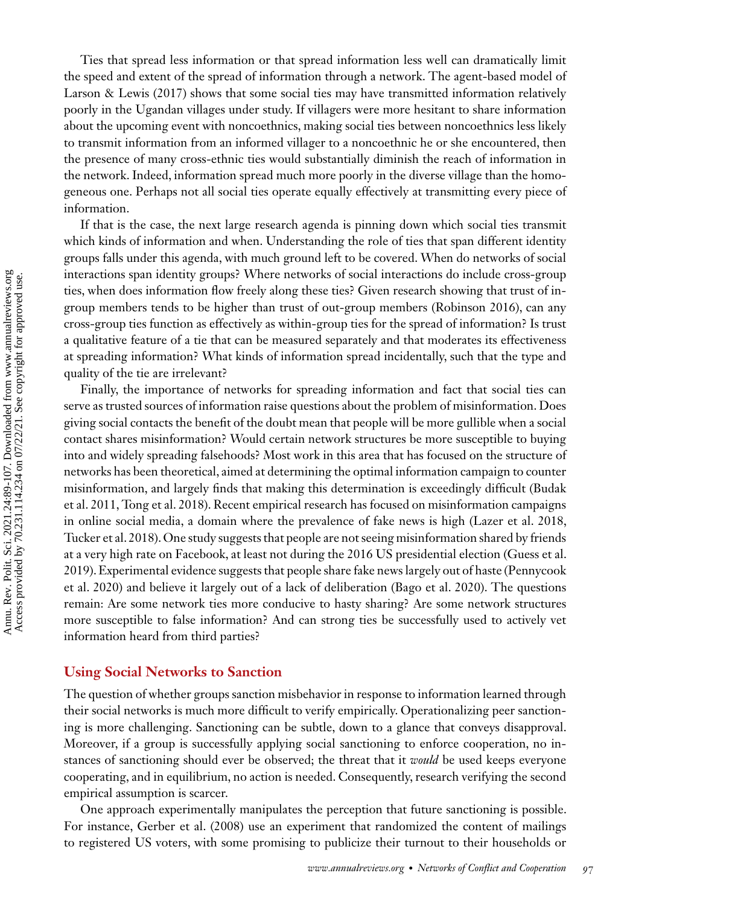Ties that spread less information or that spread information less well can dramatically limit the speed and extent of the spread of information through a network. The agent-based model of Larson & Lewis (2017) shows that some social ties may have transmitted information relatively poorly in the Ugandan villages under study. If villagers were more hesitant to share information about the upcoming event with noncoethnics, making social ties between noncoethnics less likely to transmit information from an informed villager to a noncoethnic he or she encountered, then the presence of many cross-ethnic ties would substantially diminish the reach of information in the network. Indeed, information spread much more poorly in the diverse village than the homogeneous one. Perhaps not all social ties operate equally effectively at transmitting every piece of information.

If that is the case, the next large research agenda is pinning down which social ties transmit which kinds of information and when. Understanding the role of ties that span different identity groups falls under this agenda, with much ground left to be covered. When do networks of social interactions span identity groups? Where networks of social interactions do include cross-group ties, when does information flow freely along these ties? Given research showing that trust of in-group members tends to be higher than trust of out-group members (Robinson 2016), can any cross-group ties function as effectively as within-group ties for the spread of information? Is trust a qualitative feature of a tie that can be measured separately and that moderates its effectiveness at spreading information? What kinds of information spread incidentally, such that the type and quality of the tie are irrelevant?

Finally, the importance of networks for spreading information and fact that social ties can serve as trusted sources of information raise questions about the problem of misinformation. Does giving social contacts the benefit of the doubt mean that people will be more gullible when a social contact shares misinformation? Would certain network structures be more susceptible to buying into and widely spreading falsehoods? Most work in this area that has focused on the structure of networks has been theoretical, aimed at determining the optimal information campaign to counter misinformation, and largely finds that making this determination is exceedingly difficult (Budak et al. 2011, Tong et al. 2018). Recent empirical research has focused on misinformation campaigns in online social media, a domain where the prevalence of fake news is high (Lazer et al. 2018, Tucker et al. 2018). One study suggests that people are not seeing misinformation shared by friends at a very high rate on Facebook, at least not during the 2016 US presidential election (Guess et al. 2019). Experimental evidence suggests that people share fake news largely out of haste (Pennycook et al. 2020) and believe it largely out of a lack of deliberation (Bago et al. 2020). The questions remain: Are some network ties more conducive to hasty sharing? Are some network structures more susceptible to false information? And can strong ties be successfully used to actively vet information heard from third parties?

### Using Social Networks to Sanction

The question of whether groups sanction misbehavior in response to information learned through their social networks is much more difficult to verify empirically. Operationalizing peer sanctioning is more challenging. Sanctioning can be subtle, down to a glance that conveys disapproval. Moreover, if a group is successfully applying social sanctioning to enforce cooperation, no instances of sanctioning should ever be observed; the threat that it *would* be used keeps everyone cooperating, and in equilibrium, no action is needed. Consequently, research verifying the second empirical assumption is scarcer.

One approach experimentally manipulates the perception that future sanctioning is possible. For instance, Gerber et al. (2008) use an experiment that randomized the content of mailings to registered US voters, with some promising to publicize their turnout to their households or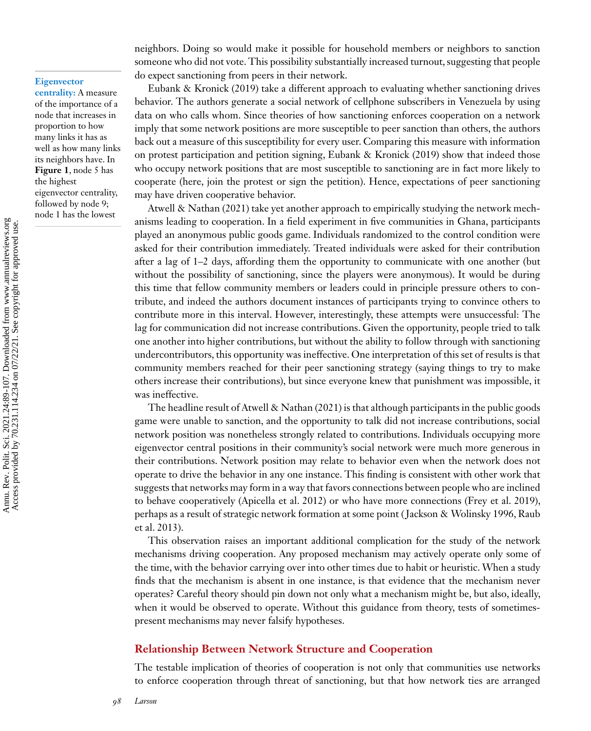neighbors. Doing so would make it possible for household members or neighbors to sanction someone who did not vote. This possibility substantially increased turnout, suggesting that people do expect sanctioning from peers in their network.

**Eigenvector centrality:** A measure of the importance of a node that increases in proportion to how many links it has as well as how many links its neighbors have. In **Figure 1**, node 5 has the highest eigenvector centrality, followed by node 9; node 1 has the lowest

Eubank & Kronick (2019) take a different approach to evaluating whether sanctioning drives behavior. The authors generate a social network of cellphone subscribers in Venezuela by using data on who calls whom. Since theories of how sanctioning enforces cooperation on a network imply that some network positions are more susceptible to peer sanction than others, the authors back out a measure of this susceptibility for every user. Comparing this measure with information on protest participation and petition signing, Eubank & Kronick (2019) show that indeed those who occupy network positions that are most susceptible to sanctioning are in fact more likely to cooperate (here, join the protest or sign the petition). Hence, expectations of peer sanctioning may have driven cooperative behavior.

Atwell & Nathan (2021) take yet another approach to empirically studying the network mechanisms leading to cooperation. In a field experiment in five communities in Ghana, participants played an anonymous public goods game. Individuals randomized to the control condition were asked for their contribution immediately. Treated individuals were asked for their contribution after a lag of 1–2 days, affording them the opportunity to communicate with one another (but without the possibility of sanctioning, since the players were anonymous). It would be during this time that fellow community members or leaders could in principle pressure others to contribute, and indeed the authors document instances of participants trying to convince others to contribute more in this interval. However, interestingly, these attempts were unsuccessful: The lag for communication did not increase contributions. Given the opportunity, people tried to talk one another into higher contributions, but without the ability to follow through with sanctioning undercontributors, this opportunity was ineffective. One interpretation of this set of results is that community members reached for their peer sanctioning strategy (saying things to try to make others increase their contributions), but since everyone knew that punishment was impossible, it was ineffective.

The headline result of Atwell & Nathan (2021) is that although participants in the public goods game were unable to sanction, and the opportunity to talk did not increase contributions, social network position was nonetheless strongly related to contributions. Individuals occupying more eigenvector central positions in their community's social network were much more generous in their contributions. Network position may relate to behavior even when the network does not operate to drive the behavior in any one instance. This finding is consistent with other work that suggests that networks may form in a way that favors connections between people who are inclined to behave cooperatively (Apicella et al. 2012) or who have more connections (Frey et al. 2019), perhaps as a result of strategic network formation at some point (Jackson & Wolinsky 1996, Raub et al. 2013).

This observation raises an important additional complication for the study of the network mechanisms driving cooperation. Any proposed mechanism may actively operate only some of the time, with the behavior carrying over into other times due to habit or heuristic. When a study finds that the mechanism is absent in one instance, is that evidence that the mechanism never operates? Careful theory should pin down not only what a mechanism might be, but also, ideally, when it would be observed to operate. Without this guidance from theory, tests of sometimes-present mechanisms may never falsify hypotheses.

## Relationship Between Network Structure and Cooperation

The testable implication of theories of cooperation is not only that communities use networks to enforce cooperation through threat of sanctioning, but that how network ties are arranged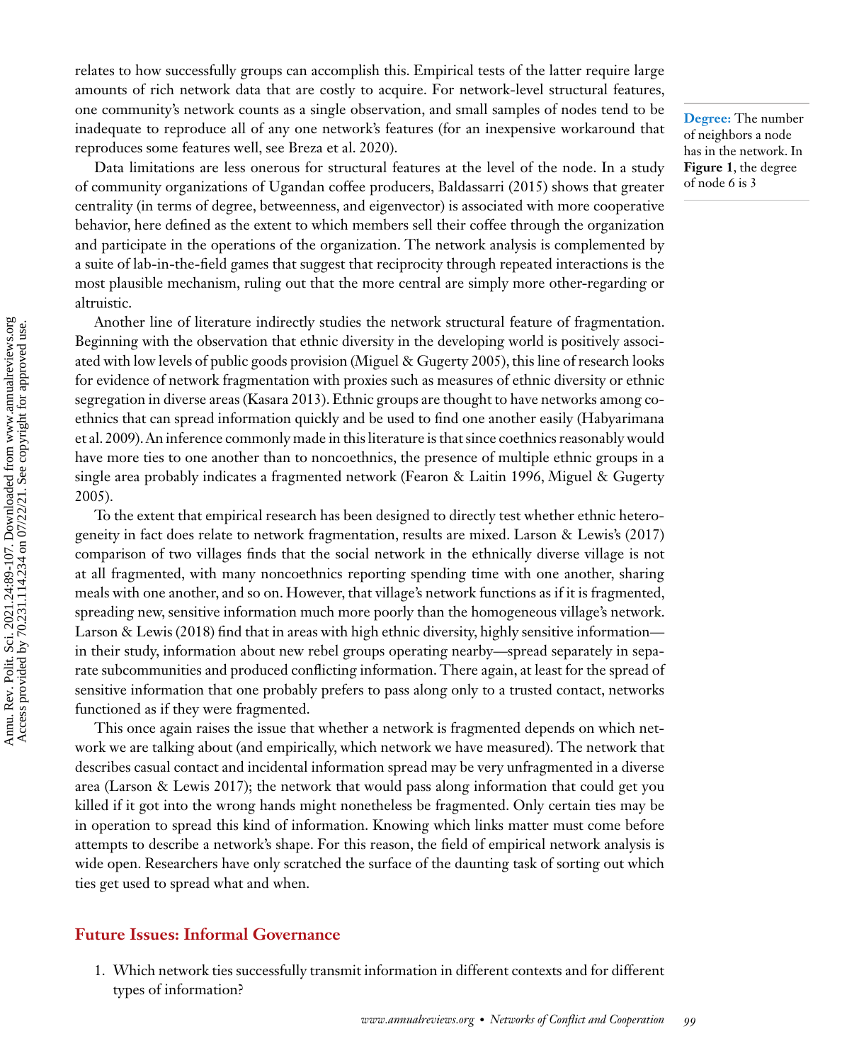relates to how successfully groups can accomplish this. Empirical tests of the latter require large amounts of rich network data that are costly to acquire. For network-level structural features, one community's network counts as a single observation, and small samples of nodes tend to be inadequate to reproduce all of any one network's features (for an inexpensive workaround that reproduces some features well, see Breza et al. 2020).

**Degree:** The number of neighbors a node has in the network. In **Figure 1**, the degree of node 6 is 3

Data limitations are less onerous for structural features at the level of the node. In a study of community organizations of Ugandan coffee producers, Baldassarri (2015) shows that greater centrality (in terms of degree, betweenness, and eigenvector) is associated with more cooperative behavior, here defined as the extent to which members sell their coffee through the organization and participate in the operations of the organization. The network analysis is complemented by a suite of lab-in-the-field games that suggest that reciprocity through repeated interactions is the most plausible mechanism, ruling out that the more central are simply more other-regarding or altruistic.

Another line of literature indirectly studies the network structural feature of fragmentation. Beginning with the observation that ethnic diversity in the developing world is positively associated with low levels of public goods provision (Miguel & Gugerty 2005), this line of research looks for evidence of network fragmentation with proxies such as measures of ethnic diversity or ethnic segregation in diverse areas (Kasara 2013). Ethnic groups are thought to have networks among coethnics that can spread information quickly and be used to find one another easily (Habyarimana et al. 2009). An inference commonly made in this literature is that since coethnics reasonably would have more ties to one another than to noncoethnics, the presence of multiple ethnic groups in a single area probably indicates a fragmented network (Fearon & Laitin 1996, Miguel & Gugerty 2005).

To the extent that empirical research has been designed to directly test whether ethnic heterogeneity in fact does relate to network fragmentation, results are mixed. Larson & Lewis's (2017) comparison of two villages finds that the social network in the ethnically diverse village is not at all fragmented, with many noncoethnics reporting spending time with one another, sharing meals with one another, and so on. However, that village's network functions as if it is fragmented, spreading new, sensitive information much more poorly than the homogeneous village's network. Larson & Lewis (2018) find that in areas with high ethnic diversity, highly sensitive information—in their study, information about new rebel groups operating nearby—spread separately in separate subcommunities and produced conflicting information. There again, at least for the spread of sensitive information that one probably prefers to pass along only to a trusted contact, networks functioned as if they were fragmented.

This once again raises the issue that whether a network is fragmented depends on which network we are talking about (and empirically, which network we have measured). The network that describes casual contact and incidental information spread may be very unfragmented in a diverse area (Larson & Lewis 2017); the network that would pass along information that could get you killed if it got into the wrong hands might nonetheless be fragmented. Only certain ties may be in operation to spread this kind of information. Knowing which links matter must come before attempts to describe a network's shape. For this reason, the field of empirical network analysis is wide open. Researchers have only scratched the surface of the daunting task of sorting out which ties get used to spread what and when.

## Future Issues: Informal Governance

1. Which network ties successfully transmit information in different contexts and for different types of information?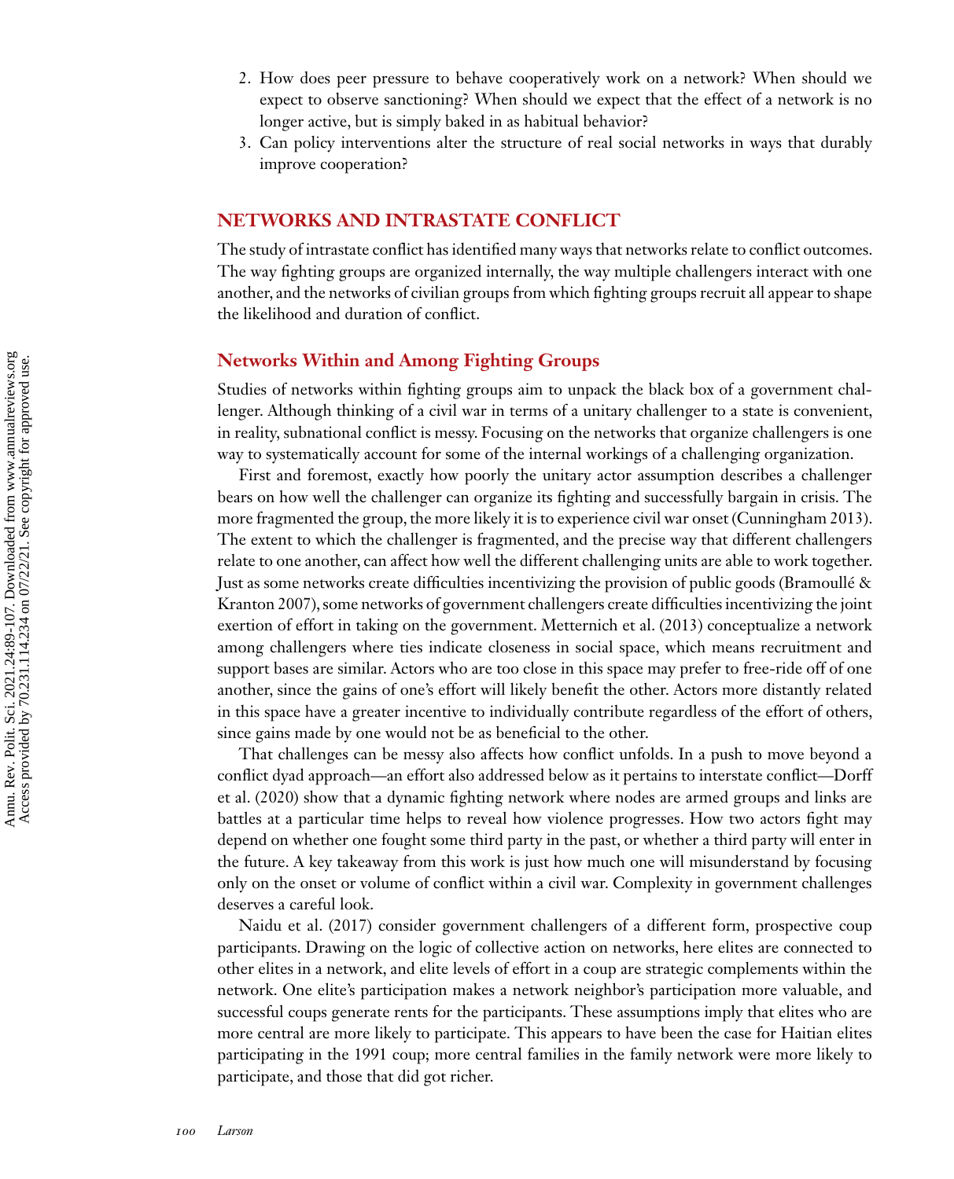2. How does peer pressure to behave cooperatively work on a network? When should we expect to observe sanctioning? When should we expect that the effect of a network is no longer active, but is simply baked in as habitual behavior?
3. Can policy interventions alter the structure of real social networks in ways that durably improve cooperation?

## NETWORKS AND INTRASTATE CONFLICT

The study of intrastate conflict has identified many ways that networks relate to conflict outcomes. The way fighting groups are organized internally, the way multiple challengers interact with one another, and the networks of civilian groups from which fighting groups recruit all appear to shape the likelihood and duration of conflict.

### Networks Within and Among Fighting Groups

Studies of networks within fighting groups aim to unpack the black box of a government challenger. Although thinking of a civil war in terms of a unitary challenger to a state is convenient, in reality, subnational conflict is messy. Focusing on the networks that organize challengers is one way to systematically account for some of the internal workings of a challenging organization.

First and foremost, exactly how poorly the unitary actor assumption describes a challenger bears on how well the challenger can organize its fighting and successfully bargain in crisis. The more fragmented the group, the more likely it is to experience civil war onset (Cunningham 2013). The extent to which the challenger is fragmented, and the precise way that different challengers relate to one another, can affect how well the different challenging units are able to work together. Just as some networks create difficulties incentivizing the provision of public goods (Bramoullé & Kranton 2007), some networks of government challengers create difficulties incentivizing the joint exertion of effort in taking on the government. Metternich et al. (2013) conceptualize a network among challengers where ties indicate closeness in social space, which means recruitment and support bases are similar. Actors who are too close in this space may prefer to free-ride off of one another, since the gains of one's effort will likely benefit the other. Actors more distantly related in this space have a greater incentive to individually contribute regardless of the effort of others, since gains made by one would not be as beneficial to the other.

That challenges can be messy also affects how conflict unfolds. In a push to move beyond a conflict dyad approach—an effort also addressed below as it pertains to interstate conflict—Dorff et al. (2020) show that a dynamic fighting network where nodes are armed groups and links are battles at a particular time helps to reveal how violence progresses. How two actors fight may depend on whether one fought some third party in the past, or whether a third party will enter in the future. A key takeaway from this work is just how much one will misunderstand by focusing only on the onset or volume of conflict within a civil war. Complexity in government challenges deserves a careful look.

Naidu et al. (2017) consider government challengers of a different form, prospective coup participants. Drawing on the logic of collective action on networks, here elites are connected to other elites in a network, and elite levels of effort in a coup are strategic complements within the network. One elite's participation makes a network neighbor's participation more valuable, and successful coups generate rents for the participants. These assumptions imply that elites who are more central are more likely to participate. This appears to have been the case for Haitian elites participating in the 1991 coup; more central families in the family network were more likely to participate, and those that did got richer.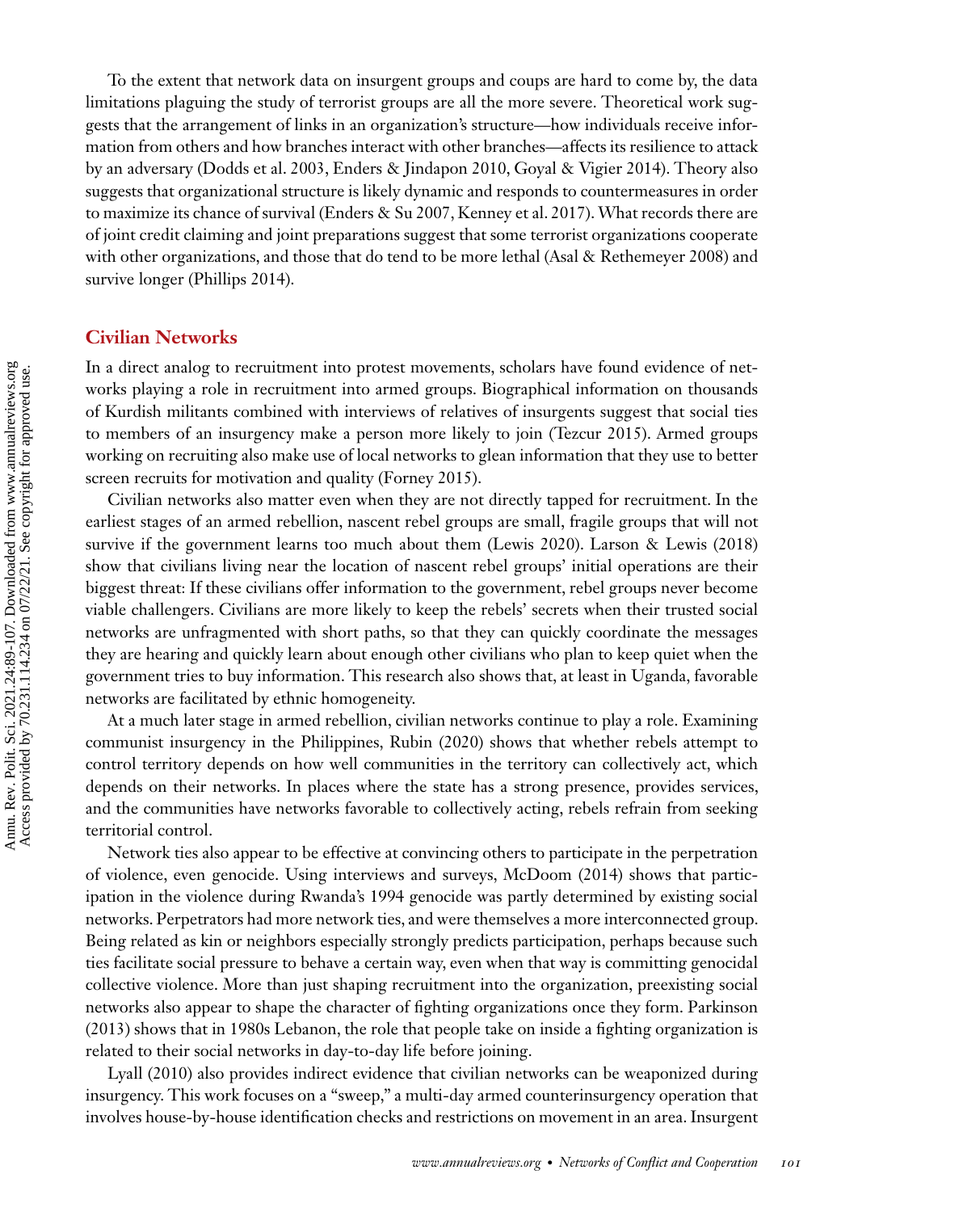To the extent that network data on insurgent groups and coups are hard to come by, the data limitations plaguing the study of terrorist groups are all the more severe. Theoretical work suggests that the arrangement of links in an organization's structure—how individuals receive information from others and how branches interact with other branches—affects its resilience to attack by an adversary (Dodds et al. 2003, Enders & Jindapon 2010, Goyal & Vigier 2014). Theory also suggests that organizational structure is likely dynamic and responds to countermeasures in order to maximize its chance of survival (Enders & Su 2007, Kenney et al. 2017). What records there are of joint credit claiming and joint preparations suggest that some terrorist organizations cooperate with other organizations, and those that do tend to be more lethal (Asal & Rethemeyer 2008) and survive longer (Phillips 2014).

## Civilian Networks

In a direct analog to recruitment into protest movements, scholars have found evidence of networks playing a role in recruitment into armed groups. Biographical information on thousands of Kurdish militants combined with interviews of relatives of insurgents suggest that social ties to members of an insurgency make a person more likely to join (Tezcur 2015). Armed groups working on recruiting also make use of local networks to glean information that they use to better screen recruits for motivation and quality (Forney 2015).

Civilian networks also matter even when they are not directly tapped for recruitment. In the earliest stages of an armed rebellion, nascent rebel groups are small, fragile groups that will not survive if the government learns too much about them (Lewis 2020). Larson & Lewis (2018) show that civilians living near the location of nascent rebel groups' initial operations are their biggest threat: If these civilians offer information to the government, rebel groups never become viable challengers. Civilians are more likely to keep the rebels' secrets when their trusted social networks are unfragmented with short paths, so that they can quickly coordinate the messages they are hearing and quickly learn about enough other civilians who plan to keep quiet when the government tries to buy information. This research also shows that, at least in Uganda, favorable networks are facilitated by ethnic homogeneity.

At a much later stage in armed rebellion, civilian networks continue to play a role. Examining communist insurgency in the Philippines, Rubin (2020) shows that whether rebels attempt to control territory depends on how well communities in the territory can collectively act, which depends on their networks. In places where the state has a strong presence, provides services, and the communities have networks favorable to collectively acting, rebels refrain from seeking territorial control.

Network ties also appear to be effective at convincing others to participate in the perpetration of violence, even genocide. Using interviews and surveys, McDoom (2014) shows that participation in the violence during Rwanda's 1994 genocide was partly determined by existing social networks. Perpetrators had more network ties, and were themselves a more interconnected group. Being related as kin or neighbors especially strongly predicts participation, perhaps because such ties facilitate social pressure to behave a certain way, even when that way is committing genocidal collective violence. More than just shaping recruitment into the organization, preexisting social networks also appear to shape the character of fighting organizations once they form. Parkinson (2013) shows that in 1980s Lebanon, the role that people take on inside a fighting organization is related to their social networks in day-to-day life before joining.

Lyall (2010) also provides indirect evidence that civilian networks can be weaponized during insurgency. This work focuses on a "sweep," a multi-day armed counterinsurgency operation that involves house-by-house identification checks and restrictions on movement in an area. Insurgent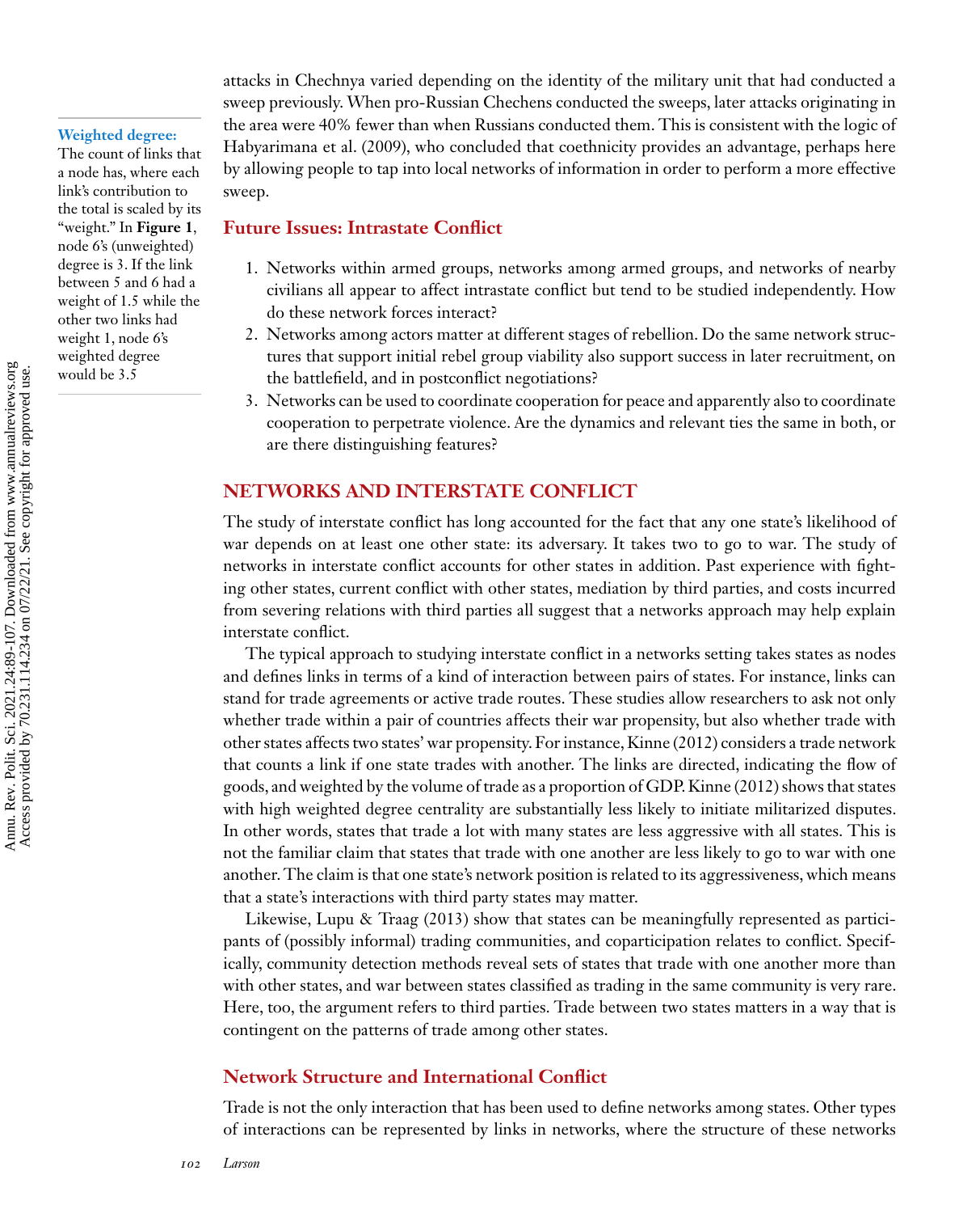attacks in Chechnya varied depending on the identity of the military unit that had conducted a sweep previously. When pro-Russian Chechens conducted the sweeps, later attacks originating in the area were 40% fewer than when Russians conducted them. This is consistent with the logic of Habyarimana et al. (2009), who concluded that coethnicity provides an advantage, perhaps here by allowing people to tap into local networks of information in order to perform a more effective sweep.

**Weighted degree:** The count of links that a node has, where each link's contribution to the total is scaled by its "weight." In **Figure 1**, node 6's (unweighted) degree is 3. If the link between 5 and 6 had a weight of 1.5 while the other two links had weight 1, node 6's weighted degree would be 3.5

### Future Issues: Intrastate Conflict

1. Networks within armed groups, networks among armed groups, and networks of nearby civilians all appear to affect intrastate conflict but tend to be studied independently. How do these network forces interact?
2. Networks among actors matter at different stages of rebellion. Do the same network structures that support initial rebel group viability also support success in later recruitment, on the battlefield, and in postconflict negotiations?
3. Networks can be used to coordinate cooperation for peace and apparently also to coordinate cooperation to perpetrate violence. Are the dynamics and relevant ties the same in both, or are there distinguishing features?

## NETWORKS AND INTERSTATE CONFLICT

The study of interstate conflict has long accounted for the fact that any one state's likelihood of war depends on at least one other state: its adversary. It takes two to go to war. The study of networks in interstate conflict accounts for other states in addition. Past experience with fighting other states, current conflict with other states, mediation by third parties, and costs incurred from severing relations with third parties all suggest that a networks approach may help explain interstate conflict.

The typical approach to studying interstate conflict in a networks setting takes states as nodes and defines links in terms of a kind of interaction between pairs of states. For instance, links can stand for trade agreements or active trade routes. These studies allow researchers to ask not only whether trade within a pair of countries affects their war propensity, but also whether trade with other states affects two states' war propensity. For instance, Kinne (2012) considers a trade network that counts a link if one state trades with another. The links are directed, indicating the flow of goods, and weighted by the volume of trade as a proportion of GDP. Kinne (2012) shows that states with high weighted degree centrality are substantially less likely to initiate militarized disputes. In other words, states that trade a lot with many states are less aggressive with all states. This is not the familiar claim that states that trade with one another are less likely to go to war with one another. The claim is that one state's network position is related to its aggressiveness, which means that a state's interactions with third party states may matter.

Likewise, Lupu & Traag (2013) show that states can be meaningfully represented as participants of (possibly informal) trading communities, and coparticipation relates to conflict. Specifically, community detection methods reveal sets of states that trade with one another more than with other states, and war between states classified as trading in the same community is very rare. Here, too, the argument refers to third parties. Trade between two states matters in a way that is contingent on the patterns of trade among other states.

### Network Structure and International Conflict

Trade is not the only interaction that has been used to define networks among states. Other types of interactions can be represented by links in networks, where the structure of these networks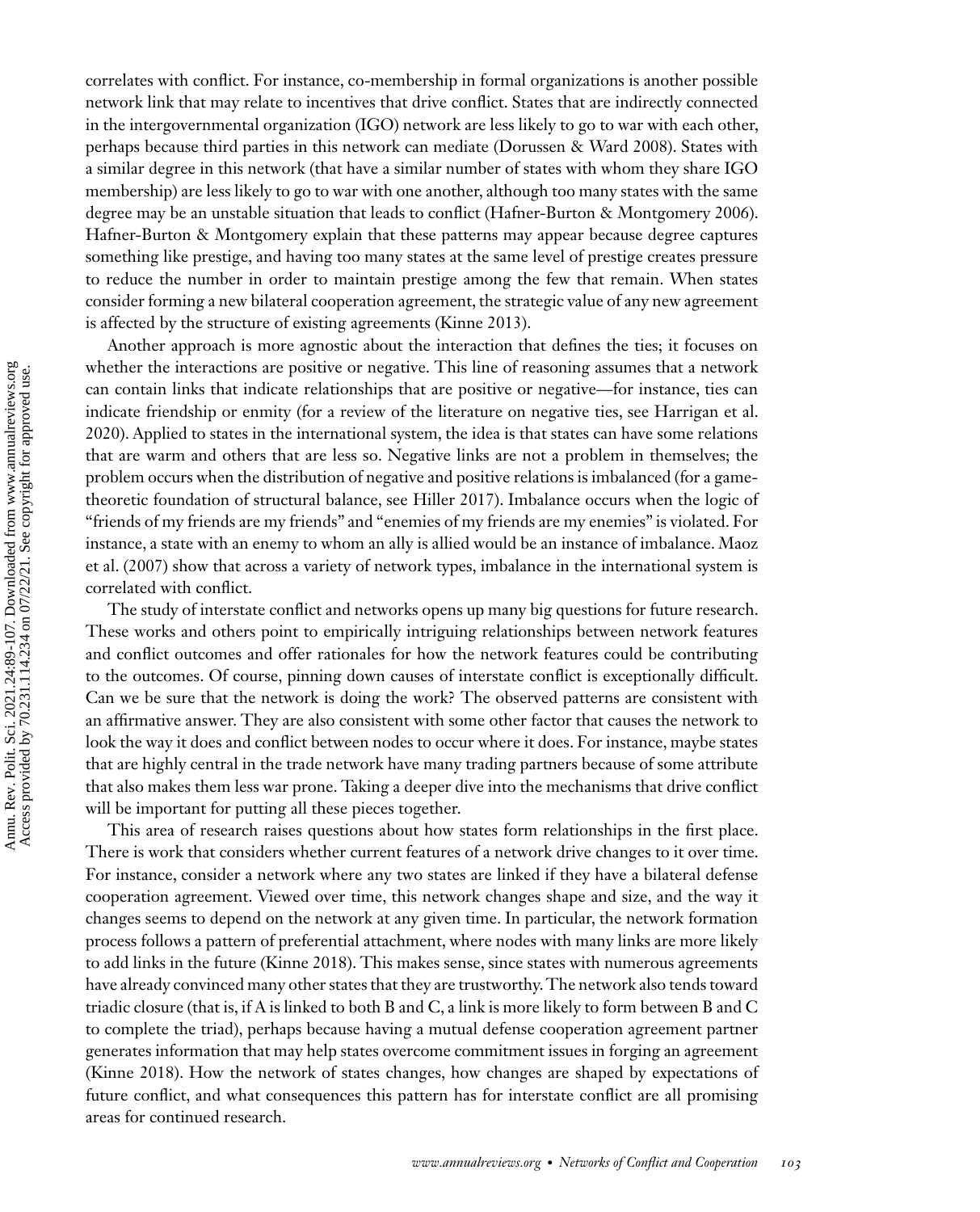correlates with conflict. For instance, co-membership in formal organizations is another possible network link that may relate to incentives that drive conflict. States that are indirectly connected in the intergovernmental organization (IGO) network are less likely to go to war with each other, perhaps because third parties in this network can mediate (Dorussen & Ward 2008). States with a similar degree in this network (that have a similar number of states with whom they share IGO membership) are less likely to go to war with one another, although too many states with the same degree may be an unstable situation that leads to conflict (Hafner-Burton & Montgomery 2006). Hafner-Burton & Montgomery explain that these patterns may appear because degree captures something like prestige, and having too many states at the same level of prestige creates pressure to reduce the number in order to maintain prestige among the few that remain. When states consider forming a new bilateral cooperation agreement, the strategic value of any new agreement is affected by the structure of existing agreements (Kinne 2013).

Another approach is more agnostic about the interaction that defines the ties; it focuses on whether the interactions are positive or negative. This line of reasoning assumes that a network can contain links that indicate relationships that are positive or negative—for instance, ties can indicate friendship or enmity (for a review of the literature on negative ties, see Harrigan et al. 2020). Applied to states in the international system, the idea is that states can have some relations that are warm and others that are less so. Negative links are not a problem in themselves; the problem occurs when the distribution of negative and positive relations is imbalanced (for a game-theoretic foundation of structural balance, see Hiller 2017). Imbalance occurs when the logic of "friends of my friends are my friends" and "enemies of my friends are my enemies" is violated. For instance, a state with an enemy to whom an ally is allied would be an instance of imbalance. Maoz et al. (2007) show that across a variety of network types, imbalance in the international system is correlated with conflict.

The study of interstate conflict and networks opens up many big questions for future research. These works and others point to empirically intriguing relationships between network features and conflict outcomes and offer rationales for how the network features could be contributing to the outcomes. Of course, pinning down causes of interstate conflict is exceptionally difficult. Can we be sure that the network is doing the work? The observed patterns are consistent with an affirmative answer. They are also consistent with some other factor that causes the network to look the way it does and conflict between nodes to occur where it does. For instance, maybe states that are highly central in the trade network have many trading partners because of some attribute that also makes them less war prone. Taking a deeper dive into the mechanisms that drive conflict will be important for putting all these pieces together.

This area of research raises questions about how states form relationships in the first place. There is work that considers whether current features of a network drive changes to it over time. For instance, consider a network where any two states are linked if they have a bilateral defense cooperation agreement. Viewed over time, this network changes shape and size, and the way it changes seems to depend on the network at any given time. In particular, the network formation process follows a pattern of preferential attachment, where nodes with many links are more likely to add links in the future (Kinne 2018). This makes sense, since states with numerous agreements have already convinced many other states that they are trustworthy. The network also tends toward triadic closure (that is, if A is linked to both B and C, a link is more likely to form between B and C to complete the triad), perhaps because having a mutual defense cooperation agreement partner generates information that may help states overcome commitment issues in forging an agreement (Kinne 2018). How the network of states changes, how changes are shaped by expectations of future conflict, and what consequences this pattern has for interstate conflict are all promising areas for continued research.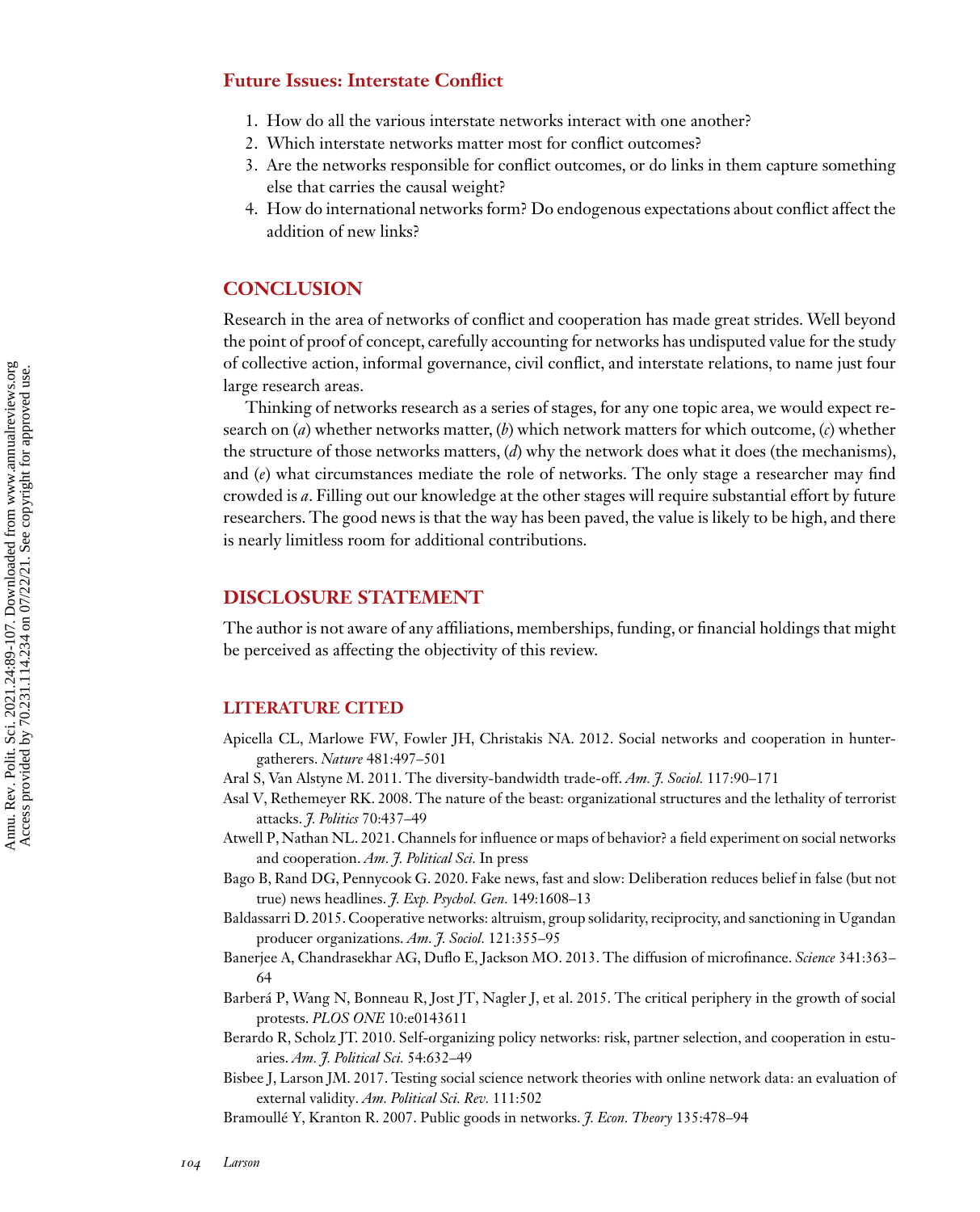### Future Issues: Interstate Conflict

1. How do all the various interstate networks interact with one another?
2. Which interstate networks matter most for conflict outcomes?
3. Are the networks responsible for conflict outcomes, or do links in them capture something else that carries the causal weight?
4. How do international networks form? Do endogenous expectations about conflict affect the addition of new links?

## CONCLUSION

Research in the area of networks of conflict and cooperation has made great strides. Well beyond the point of proof of concept, carefully accounting for networks has undisputed value for the study of collective action, informal governance, civil conflict, and interstate relations, to name just four large research areas.

Thinking of networks research as a series of stages, for any one topic area, we would expect research on (*a*) whether networks matter, (*b*) which network matters for which outcome, (*c*) whether the structure of those networks matters, (*d*) why the network does what it does (the mechanisms), and (*e*) what circumstances mediate the role of networks. The only stage a researcher may find crowded is *a*. Filling out our knowledge at the other stages will require substantial effort by future researchers. The good news is that the way has been paved, the value is likely to be high, and there is nearly limitless room for additional contributions.

## DISCLOSURE STATEMENT

The author is not aware of any affiliations, memberships, funding, or financial holdings that might be perceived as affecting the objectivity of this review.

## LITERATURE CITED

Apicella CL, Marlowe FW, Fowler JH, Christakis NA. 2012. Social networks and cooperation in hunter-gatherers. *Nature* 481:497–501

Aral S, Van Alstyne M. 2011. The diversity-bandwidth trade-off. *Am. J. Sociol.* 117:90–171

Asal V, Rethemeyer RK. 2008. The nature of the beast: organizational structures and the lethality of terrorist attacks. *J. Politics* 70:437–49

Atwell P, Nathan NL. 2021. Channels for influence or maps of behavior? a field experiment on social networks and cooperation. *Am. J. Political Sci.* In press

Bago B, Rand DG, Pennycook G. 2020. Fake news, fast and slow: Deliberation reduces belief in false (but not true) news headlines. *J. Exp. Psychol. Gen.* 149:1608–13

Baldassarri D. 2015. Cooperative networks: altruism, group solidarity, reciprocity, and sanctioning in Ugandan producer organizations. *Am. J. Sociol.* 121:355–95

Banerjee A, Chandrasekhar AG, Duflo E, Jackson MO. 2013. The diffusion of microfinance. *Science* 341:363–64

Barberá P, Wang N, Bonneau R, Jost JT, Nagler J, et al. 2015. The critical periphery in the growth of social protests. *PLOS ONE* 10:e0143611

Berardo R, Scholz JT. 2010. Self-organizing policy networks: risk, partner selection, and cooperation in estuaries. *Am. J. Political Sci.* 54:632–49

Bisbee J, Larson JM. 2017. Testing social science network theories with online network data: an evaluation of external validity. *Am. Political Sci. Rev.* 111:502

Bramoullé Y, Kranton R. 2007. Public goods in networks. *J. Econ. Theory* 135:478–94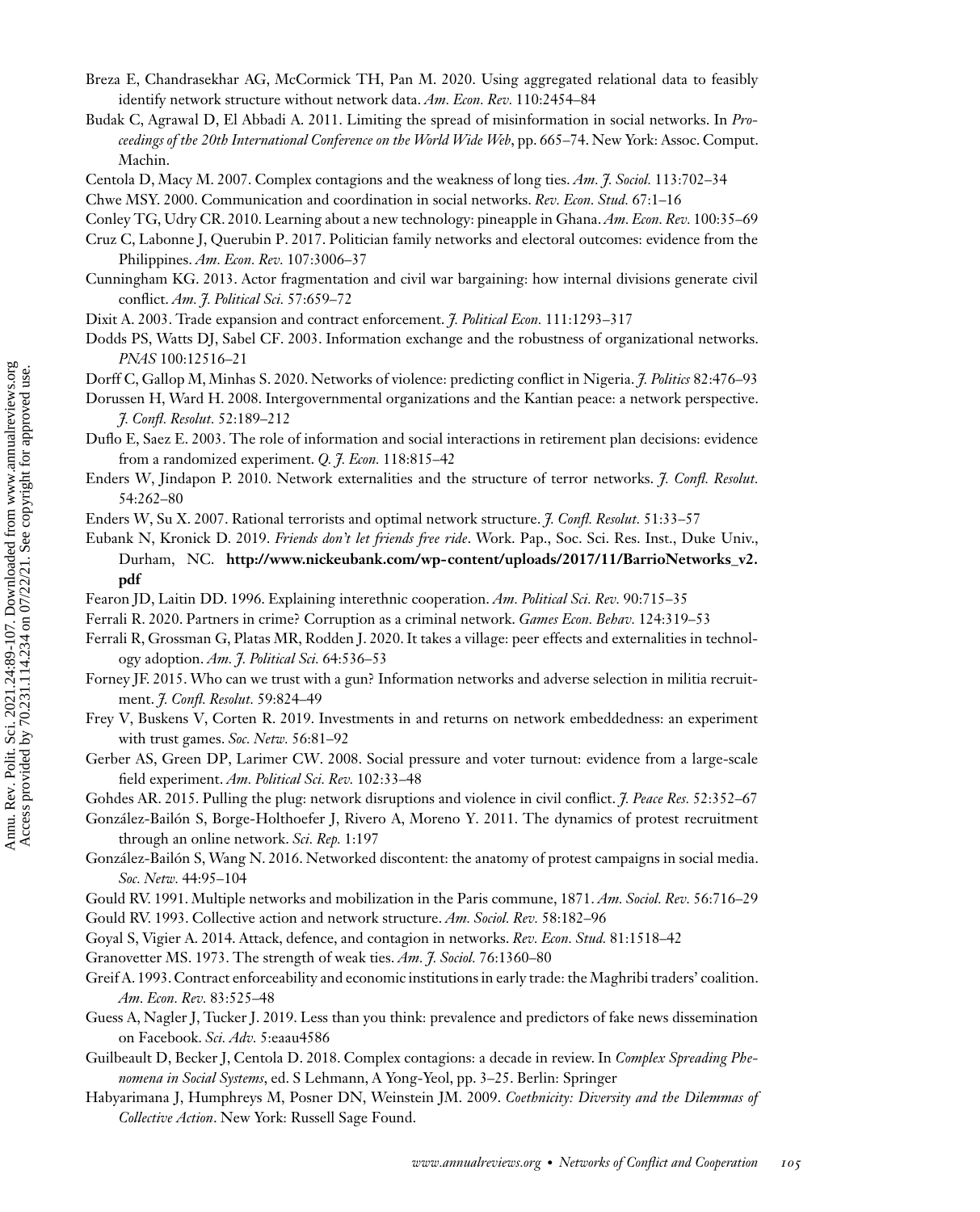Breza E, Chandrasekhar AG, McCormick TH, Pan M. 2020. Using aggregated relational data to feasibly identify network structure without network data. *Am. Econ. Rev.* 110:2454–84

Budak C, Agrawal D, El Abbadi A. 2011. Limiting the spread of misinformation in social networks. In *Proceedings of the 20th International Conference on the World Wide Web*, pp. 665–74. New York: Assoc. Comput. Machin.

Centola D, Macy M. 2007. Complex contagions and the weakness of long ties. *Am. J. Sociol.* 113:702–34

Chwe MSY. 2000. Communication and coordination in social networks. *Rev. Econ. Stud.* 67:1–16

Conley TG, Udry CR. 2010. Learning about a new technology: pineapple in Ghana. *Am. Econ. Rev.* 100:35–69

Cruz C, Labonne J, Querubin P. 2017. Politician family networks and electoral outcomes: evidence from the Philippines. *Am. Econ. Rev.* 107:3006–37

Cunningham KG. 2013. Actor fragmentation and civil war bargaining: how internal divisions generate civil conflict. *Am. J. Political Sci.* 57:659–72

Dixit A. 2003. Trade expansion and contract enforcement. *J. Political Econ.* 111:1293–317

Dodds PS, Watts DJ, Sabel CF. 2003. Information exchange and the robustness of organizational networks. *PNAS* 100:12516–21

Dorff C, Gallop M, Minhas S. 2020. Networks of violence: predicting conflict in Nigeria. *J. Politics* 82:476–93

Dorussen H, Ward H. 2008. Intergovernmental organizations and the Kantian peace: a network perspective. *J. Confl. Resolut.* 52:189–212

Duflo E, Saez E. 2003. The role of information and social interactions in retirement plan decisions: evidence from a randomized experiment. *Q. J. Econ.* 118:815–42

Enders W, Jindapon P. 2010. Network externalities and the structure of terror networks. *J. Confl. Resolut.* 54:262–80

Enders W, Su X. 2007. Rational terrorists and optimal network structure. *J. Confl. Resolut.* 51:33–57

Eubank N, Kronick D. 2019. *Friends don't let friends free ride*. Work. Pap., Soc. Sci. Res. Inst., Duke Univ., Durham, NC. **http://www.nickeubank.com/wp-content/uploads/2017/11/BarrioNetworks_v2.pdf**

Fearon JD, Laitin DD. 1996. Explaining interethnic cooperation. *Am. Political Sci. Rev.* 90:715–35

Ferrali R. 2020. Partners in crime? Corruption as a criminal network. *Games Econ. Behav.* 124:319–53

Ferrali R, Grossman G, Platas MR, Rodden J. 2020. It takes a village: peer effects and externalities in technology adoption. *Am. J. Political Sci.* 64:536–53

Forney JF. 2015. Who can we trust with a gun? Information networks and adverse selection in militia recruitment. *J. Confl. Resolut.* 59:824–49

Frey V, Buskens V, Corten R. 2019. Investments in and returns on network embeddedness: an experiment with trust games. *Soc. Netw.* 56:81–92

Gerber AS, Green DP, Larimer CW. 2008. Social pressure and voter turnout: evidence from a large-scale field experiment. *Am. Political Sci. Rev.* 102:33–48

Gohdes AR. 2015. Pulling the plug: network disruptions and violence in civil conflict. *J. Peace Res.* 52:352–67

González-Bailón S, Borge-Holthoefer J, Rivero A, Moreno Y. 2011. The dynamics of protest recruitment through an online network. *Sci. Rep.* 1:197

González-Bailón S, Wang N. 2016. Networked discontent: the anatomy of protest campaigns in social media. *Soc. Netw.* 44:95–104

Gould RV. 1991. Multiple networks and mobilization in the Paris commune, 1871. *Am. Sociol. Rev.* 56:716–29

Gould RV. 1993. Collective action and network structure. *Am. Sociol. Rev.* 58:182–96

Goyal S, Vigier A. 2014. Attack, defence, and contagion in networks. *Rev. Econ. Stud.* 81:1518–42

Granovetter MS. 1973. The strength of weak ties. *Am. J. Sociol.* 76:1360–80

Greif A. 1993. Contract enforceability and economic institutions in early trade: the Maghribi traders' coalition. *Am. Econ. Rev.* 83:525–48

Guess A, Nagler J, Tucker J. 2019. Less than you think: prevalence and predictors of fake news dissemination on Facebook. *Sci. Adv.* 5:eaau4586

Guilbeault D, Becker J, Centola D. 2018. Complex contagions: a decade in review. In *Complex Spreading Phenomena in Social Systems*, ed. S Lehmann, A Yong-Yeol, pp. 3–25. Berlin: Springer

Habyarimana J, Humphreys M, Posner DN, Weinstein JM. 2009. *Coethnicity: Diversity and the Dilemmas of Collective Action*. New York: Russell Sage Found.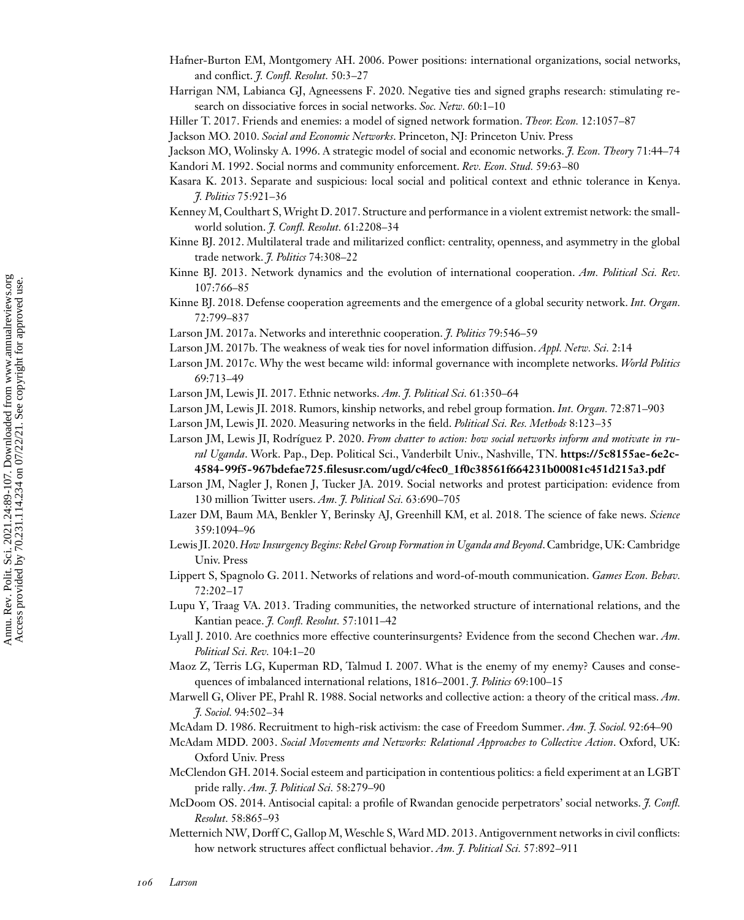Hafner-Burton EM, Montgomery AH. 2006. Power positions: international organizations, social networks, and conflict. *J. Confl. Resolut.* 50:3–27

Harrigan NM, Labianca GJ, Agneessens F. 2020. Negative ties and signed graphs research: stimulating research on dissociative forces in social networks. *Soc. Netw.* 60:1–10

Hiller T. 2017. Friends and enemies: a model of signed network formation. *Theor. Econ.* 12:1057–87

Jackson MO. 2010. *Social and Economic Networks*. Princeton, NJ: Princeton Univ. Press

Jackson MO, Wolinsky A. 1996. A strategic model of social and economic networks. *J. Econ. Theory* 71:44–74

Kandori M. 1992. Social norms and community enforcement. *Rev. Econ. Stud.* 59:63–80

Kasara K. 2013. Separate and suspicious: local social and political context and ethnic tolerance in Kenya. *J. Politics* 75:921–36

Kenney M, Coulthart S, Wright D. 2017. Structure and performance in a violent extremist network: the small-world solution. *J. Confl. Resolut.* 61:2208–34

Kinne BJ. 2012. Multilateral trade and militarized conflict: centrality, openness, and asymmetry in the global trade network. *J. Politics* 74:308–22

Kinne BJ. 2013. Network dynamics and the evolution of international cooperation. *Am. Political Sci. Rev.* 107:766–85

Kinne BJ. 2018. Defense cooperation agreements and the emergence of a global security network. *Int. Organ.* 72:799–837

Larson JM. 2017a. Networks and interethnic cooperation. *J. Politics* 79:546–59

Larson JM. 2017b. The weakness of weak ties for novel information diffusion. *Appl. Netw. Sci.* 2:14

Larson JM. 2017c. Why the west became wild: informal governance with incomplete networks. *World Politics* 69:713–49

Larson JM, Lewis JI. 2017. Ethnic networks. *Am. J. Political Sci.* 61:350–64

Larson JM, Lewis JI. 2018. Rumors, kinship networks, and rebel group formation. *Int. Organ.* 72:871–903

Larson JM, Lewis JI. 2020. Measuring networks in the field. *Political Sci. Res. Methods* 8:123–35

Larson JM, Lewis JI, Rodríguez P. 2020. *From chatter to action: how social networks inform and motivate in rural Uganda*. Work. Pap., Dep. Political Sci., Vanderbilt Univ., Nashville, TN. **https://5c8155ae-6e2c-4584-99f5-967bdefae725.filesusr.com/ugd/c4fec0_1f0c38561f664231b00081c451d215a3.pdf**

Larson JM, Nagler J, Ronen J, Tucker JA. 2019. Social networks and protest participation: evidence from 130 million Twitter users. *Am. J. Political Sci.* 63:690–705

Lazer DM, Baum MA, Benkler Y, Berinsky AJ, Greenhill KM, et al. 2018. The science of fake news. *Science* 359:1094–96

Lewis JI. 2020. *How Insurgency Begins: Rebel Group Formation in Uganda and Beyond*. Cambridge, UK: Cambridge Univ. Press

Lippert S, Spagnolo G. 2011. Networks of relations and word-of-mouth communication. *Games Econ. Behav.* 72:202–17

Lupu Y, Traag VA. 2013. Trading communities, the networked structure of international relations, and the Kantian peace. *J. Confl. Resolut.* 57:1011–42

Lyall J. 2010. Are coethnics more effective counterinsurgents? Evidence from the second Chechen war. *Am. Political Sci. Rev.* 104:1–20

Maoz Z, Terris LG, Kuperman RD, Talmud I. 2007. What is the enemy of my enemy? Causes and consequences of imbalanced international relations, 1816–2001. *J. Politics* 69:100–15

Marwell G, Oliver PE, Prahl R. 1988. Social networks and collective action: a theory of the critical mass. *Am. J. Sociol.* 94:502–34

McAdam D. 1986. Recruitment to high-risk activism: the case of Freedom Summer. *Am. J. Sociol.* 92:64–90

McAdam MDD. 2003. *Social Movements and Networks: Relational Approaches to Collective Action*. Oxford, UK: Oxford Univ. Press

McClendon GH. 2014. Social esteem and participation in contentious politics: a field experiment at an LGBT pride rally. *Am. J. Political Sci.* 58:279–90

McDoom OS. 2014. Antisocial capital: a profile of Rwandan genocide perpetrators' social networks. *J. Confl. Resolut.* 58:865–93

Metternich NW, Dorff C, Gallop M, Weschle S, Ward MD. 2013. Antigovernment networks in civil conflicts: how network structures affect conflictual behavior. *Am. J. Political Sci.* 57:892–911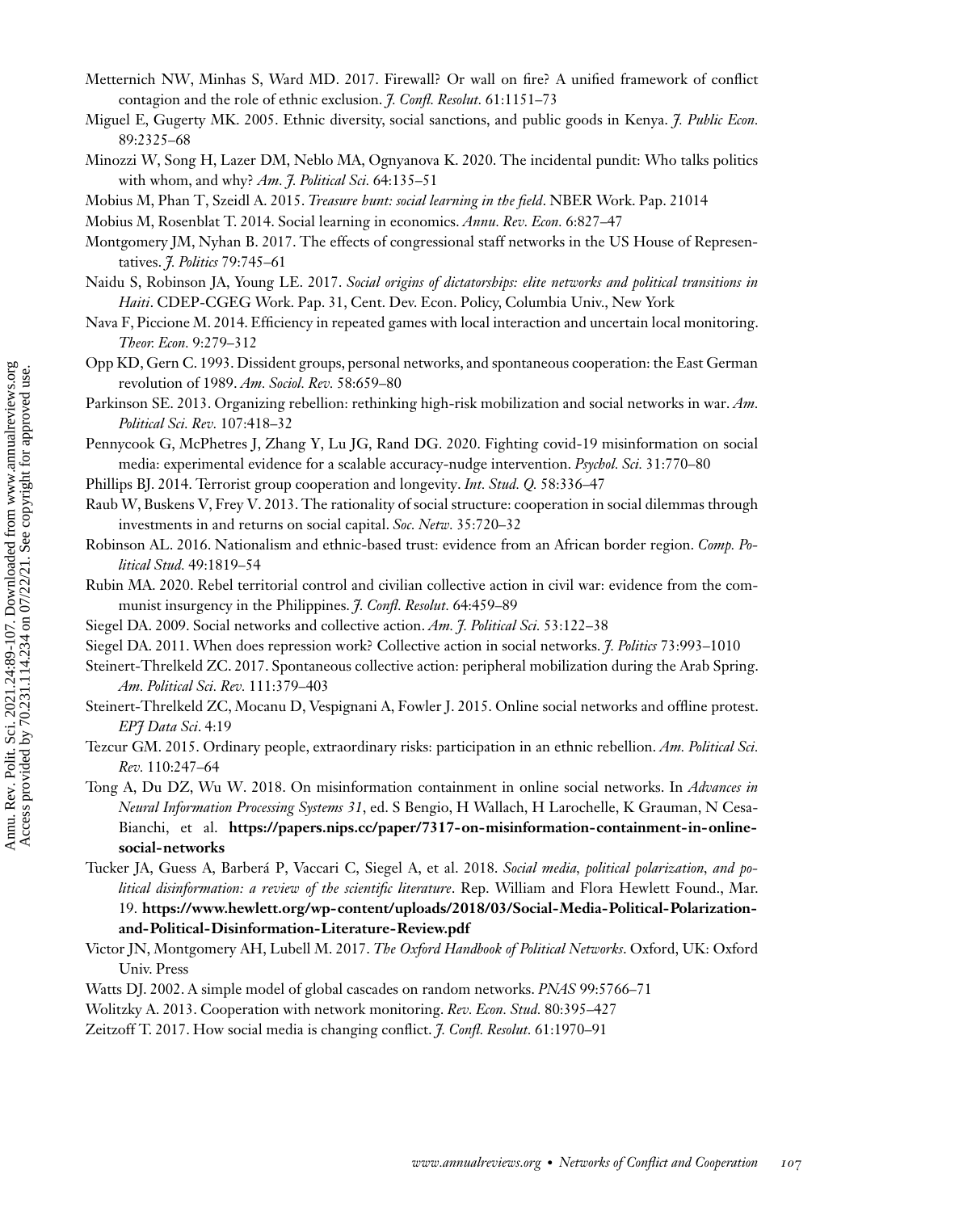Metternich NW, Minhas S, Ward MD. 2017. Firewall? Or wall on fire? A unified framework of conflict contagion and the role of ethnic exclusion. *J. Confl. Resolut.* 61:1151–73

Miguel E, Gugerty MK. 2005. Ethnic diversity, social sanctions, and public goods in Kenya. *J. Public Econ.* 89:2325–68

Minozzi W, Song H, Lazer DM, Neblo MA, Ognyanova K. 2020. The incidental pundit: Who talks politics with whom, and why? *Am. J. Political Sci.* 64:135–51

Mobius M, Phan T, Szeidl A. 2015. *Treasure hunt: social learning in the field*. NBER Work. Pap. 21014

Mobius M, Rosenblat T. 2014. Social learning in economics. *Annu. Rev. Econ.* 6:827–47

Montgomery JM, Nyhan B. 2017. The effects of congressional staff networks in the US House of Representatives. *J. Politics* 79:745–61

Naidu S, Robinson JA, Young LE. 2017. *Social origins of dictatorships: elite networks and political transitions in Haiti*. CDEP-CGEG Work. Pap. 31, Cent. Dev. Econ. Policy, Columbia Univ., New York

Nava F, Piccione M. 2014. Efficiency in repeated games with local interaction and uncertain local monitoring. *Theor. Econ.* 9:279–312

Opp KD, Gern C. 1993. Dissident groups, personal networks, and spontaneous cooperation: the East German revolution of 1989. *Am. Sociol. Rev.* 58:659–80

Parkinson SE. 2013. Organizing rebellion: rethinking high-risk mobilization and social networks in war. *Am. Political Sci. Rev.* 107:418–32

Pennycook G, McPhetres J, Zhang Y, Lu JG, Rand DG. 2020. Fighting covid-19 misinformation on social media: experimental evidence for a scalable accuracy-nudge intervention. *Psychol. Sci.* 31:770–80

Phillips BJ. 2014. Terrorist group cooperation and longevity. *Int. Stud. Q.* 58:336–47

Raub W, Buskens V, Frey V. 2013. The rationality of social structure: cooperation in social dilemmas through investments in and returns on social capital. *Soc. Netw.* 35:720–32

Robinson AL. 2016. Nationalism and ethnic-based trust: evidence from an African border region. *Comp. Political Stud.* 49:1819–54

Rubin MA. 2020. Rebel territorial control and civilian collective action in civil war: evidence from the communist insurgency in the Philippines. *J. Confl. Resolut.* 64:459–89

Siegel DA. 2009. Social networks and collective action. *Am. J. Political Sci.* 53:122–38

Siegel DA. 2011. When does repression work? Collective action in social networks. *J. Politics* 73:993–1010

Steinert-Threlkeld ZC. 2017. Spontaneous collective action: peripheral mobilization during the Arab Spring. *Am. Political Sci. Rev.* 111:379–403

Steinert-Threlkeld ZC, Mocanu D, Vespignani A, Fowler J. 2015. Online social networks and offline protest. *EPJ Data Sci.* 4:19

Tezcur GM. 2015. Ordinary people, extraordinary risks: participation in an ethnic rebellion. *Am. Political Sci. Rev.* 110:247–64

Tong A, Du DZ, Wu W. 2018. On misinformation containment in online social networks. In *Advances in Neural Information Processing Systems 31*, ed. S Bengio, H Wallach, H Larochelle, K Grauman, N Cesa-Bianchi, et al. **https://papers.nips.cc/paper/7317-on-misinformation-containment-in-online-social-networks**

Tucker JA, Guess A, Barberá P, Vaccari C, Siegel A, et al. 2018. *Social media, political polarization, and political disinformation: a review of the scientific literature*. Rep. William and Flora Hewlett Found., Mar. 19. **https://www.hewlett.org/wp-content/uploads/2018/03/Social-Media-Political-Polarization-and-Political-Disinformation-Literature-Review.pdf**

Victor JN, Montgomery AH, Lubell M. 2017. *The Oxford Handbook of Political Networks*. Oxford, UK: Oxford Univ. Press

Watts DJ. 2002. A simple model of global cascades on random networks. *PNAS* 99:5766–71

Wolitzky A. 2013. Cooperation with network monitoring. *Rev. Econ. Stud.* 80:395–427

Zeitzoff T. 2017. How social media is changing conflict. *J. Confl. Resolut.* 61:1970–91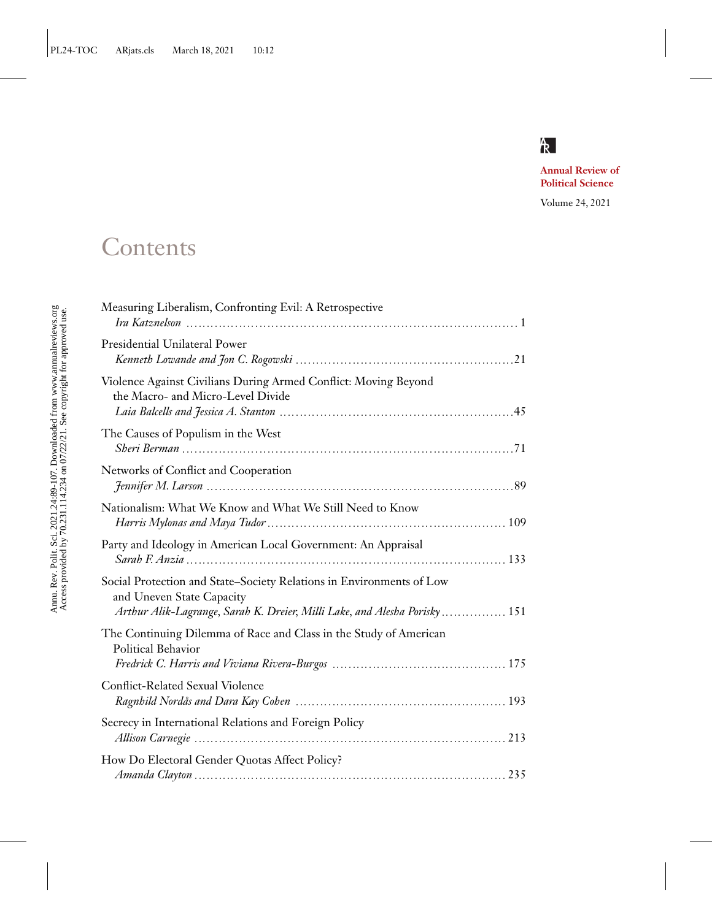Annual Review of Political Science

Volume 24, 2021

# Contents

Measuring Liberalism, Confronting Evil: A Retrospective
*Ira Katznelson* . . . . . . . . . . . . . . . . . . . . . . . . . . . . . . . . . . . . . . . . . . . . . . . . . . . . . . . . . . . 1

Presidential Unilateral Power
*Kenneth Lowande and Jon C. Rogowski* . . . . . . . . . . . . . . . . . . . . . . . . . . . . . . . . . . . . . . . .21

Violence Against Civilians During Armed Conflict: Moving Beyond the Macro- and Micro-Level Divide
*Laia Balcells and Jessica A. Stanton* . . . . . . . . . . . . . . . . . . . . . . . . . . . . . . . . . . . . . . . . . . .45

The Causes of Populism in the West
*Sheri Berman* . . . . . . . . . . . . . . . . . . . . . . . . . . . . . . . . . . . . . . . . . . . . . . . . . . . . . . . . . . . . . .71

Networks of Conflict and Cooperation
*Jennifer M. Larson* . . . . . . . . . . . . . . . . . . . . . . . . . . . . . . . . . . . . . . . . . . . . . . . . . . . . . . . . . .89

Nationalism: What We Know and What We Still Need to Know
*Harris Mylonas and Maya Tudor* . . . . . . . . . . . . . . . . . . . . . . . . . . . . . . . . . . . . . . . . . . . . . 109

Party and Ideology in American Local Government: An Appraisal
*Sarah F. Anzia* . . . . . . . . . . . . . . . . . . . . . . . . . . . . . . . . . . . . . . . . . . . . . . . . . . . . . . . . . . . . 133

Social Protection and State–Society Relations in Environments of Low and Uneven State Capacity
*Arthur Alik-Lagrange, Sarah K. Dreier, Milli Lake, and Alesha Porisky* . . . . . . . . . . . . . . . . 151

The Continuing Dilemma of Race and Class in the Study of American Political Behavior
*Fredrick C. Harris and Viviana Rivera-Burgos* . . . . . . . . . . . . . . . . . . . . . . . . . . . . . . . . . . 175

Conflict-Related Sexual Violence
*Ragnhild Nordås and Dara Kay Cohen* . . . . . . . . . . . . . . . . . . . . . . . . . . . . . . . . . . . . . . . 193

Secrecy in International Relations and Foreign Policy
*Allison Carnegie* . . . . . . . . . . . . . . . . . . . . . . . . . . . . . . . . . . . . . . . . . . . . . . . . . . . . . . . . . . . 213

How Do Electoral Gender Quotas Affect Policy?
*Amanda Clayton* . . . . . . . . . . . . . . . . . . . . . . . . . . . . . . . . . . . . . . . . . . . . . . . . . . . . . . . . . . . 235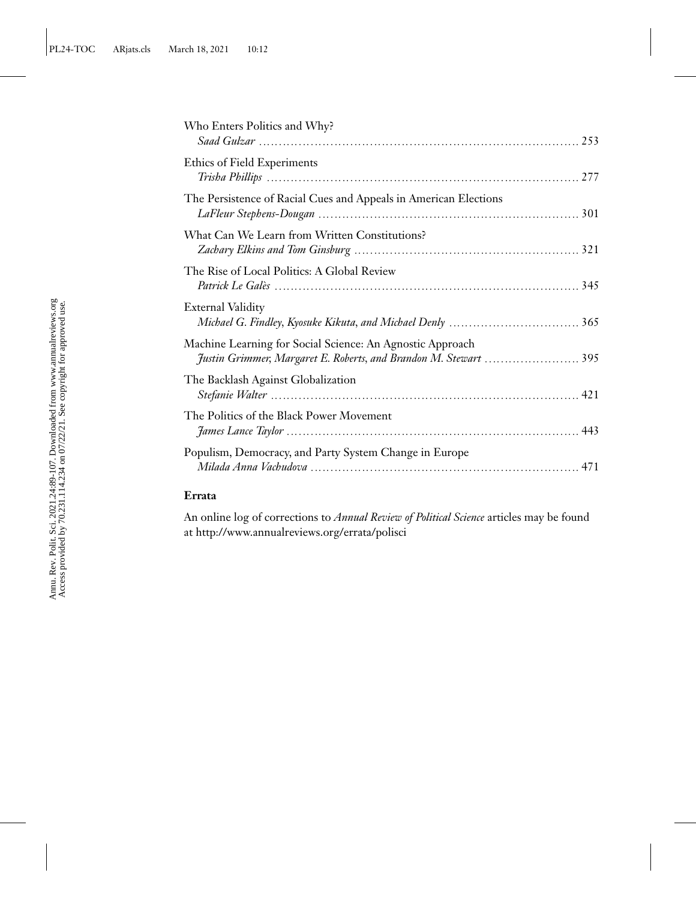Who Enters Politics and Why?
*Saad Gulzar* .......... 253

Ethics of Field Experiments
*Trisha Phillips* .......... 277

The Persistence of Racial Cues and Appeals in American Elections
*LaFleur Stephens-Dougan* .......... 301

What Can We Learn from Written Constitutions?
*Zachary Elkins and Tom Ginsburg* .......... 321

The Rise of Local Politics: A Global Review
*Patrick Le Galès* .......... 345

External Validity
*Michael G. Findley, Kyosuke Kikuta, and Michael Denly* .......... 365

Machine Learning for Social Science: An Agnostic Approach
*Justin Grimmer, Margaret E. Roberts, and Brandon M. Stewart* .......... 395

The Backlash Against Globalization
*Stefanie Walter* .......... 421

The Politics of the Black Power Movement
*James Lance Taylor* .......... 443

Populism, Democracy, and Party System Change in Europe
*Milada Anna Vachudova* .......... 471

**Errata**

An online log of corrections to *Annual Review of Political Science* articles may be found at http://www.annualreviews.org/errata/polisci